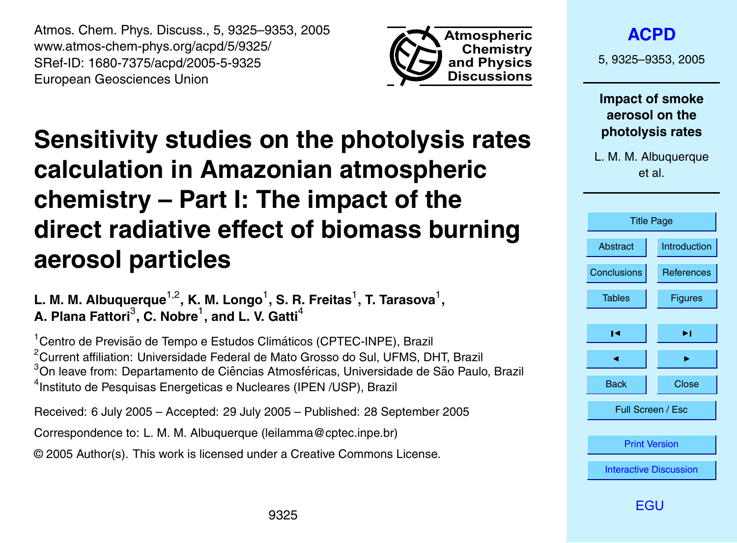Atmos. Chem. Phys. Discuss., 5, 9325–9353, 2005
www.atmos-chem-phys.org/acpd/5/9325/
SRef-ID: 1680-7375/acpd/2005-5-9325
European Geosciences Union

# Sensitivity studies on the photolysis rates calculation in Amazonian atmospheric chemistry – Part I: The impact of the direct radiative effect of biomass burning aerosol particles

**L. M. M. Albuquerque[1,2], K. M. Longo[1], S. R. Freitas[1], T. Tarasova[1], A. Plana Fattori[3], C. Nobre[1], and L. V. Gatti[4]**

[1]Centro de Previsão de Tempo e Estudos Climáticos (CPTEC-INPE), Brazil
[2]Current affiliation: Universidade Federal de Mato Grosso do Sul, UFMS, DHT, Brazil
[3]On leave from: Departamento de Ciências Atmosféricas, Universidade de São Paulo, Brazil
[4]Instituto de Pesquisas Energeticas e Nucleares (IPEN /USP), Brazil

Received: 6 July 2005 – Accepted: 29 July 2005 – Published: 28 September 2005

Correspondence to: L. M. M. Albuquerque (leilamma@cptec.inpe.br)

© 2005 Author(s). This work is licensed under a Creative Commons License.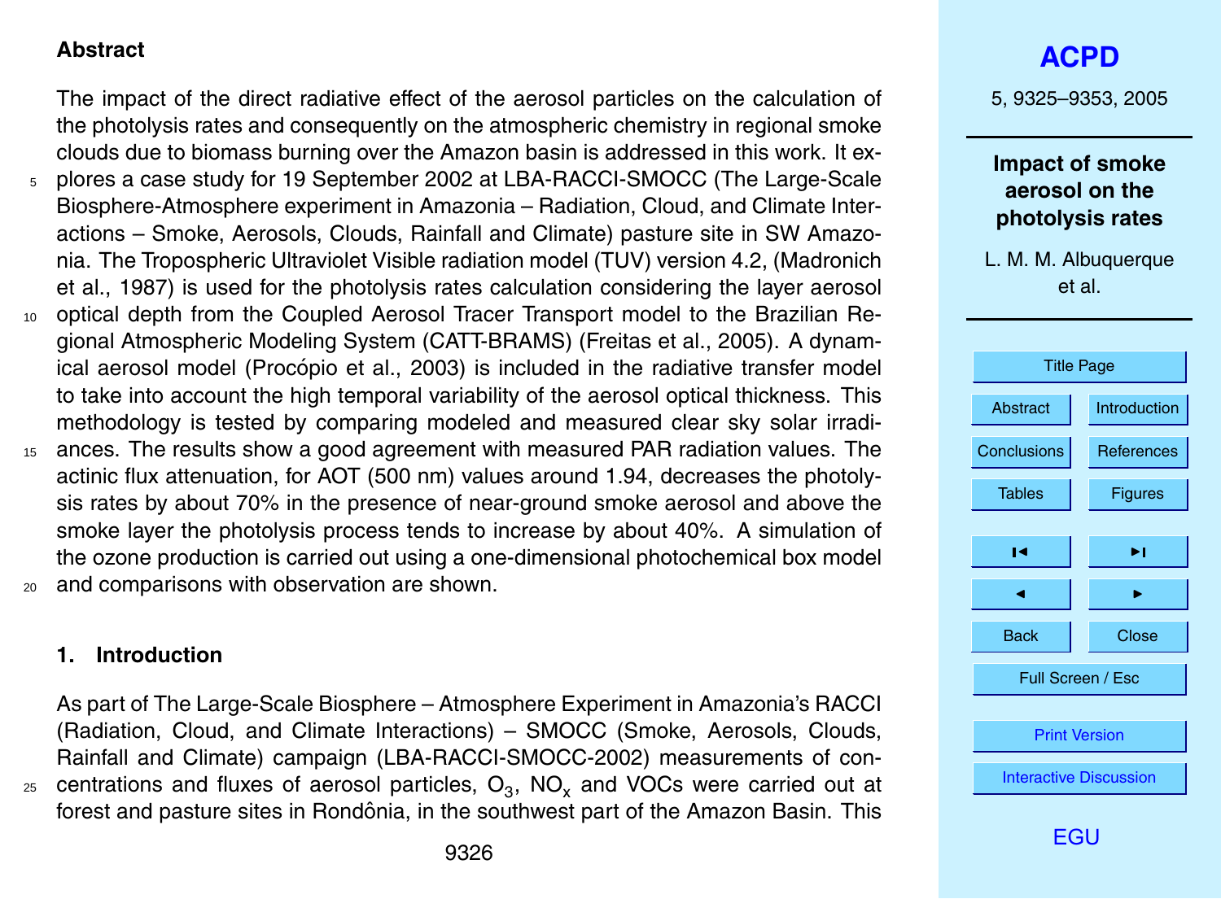## Abstract

The impact of the direct radiative effect of the aerosol particles on the calculation of the photolysis rates and consequently on the atmospheric chemistry in regional smoke clouds due to biomass burning over the Amazon basin is addressed in this work. It explores a case study for 19 September 2002 at LBA-RACCI-SMOCC (The Large-Scale Biosphere-Atmosphere experiment in Amazonia – Radiation, Cloud, and Climate Interactions – Smoke, Aerosols, Clouds, Rainfall and Climate) pasture site in SW Amazonia. The Tropospheric Ultraviolet Visible radiation model (TUV) version 4.2, (Madronich et al., 1987) is used for the photolysis rates calculation considering the layer aerosol optical depth from the Coupled Aerosol Tracer Transport model to the Brazilian Regional Atmospheric Modeling System (CATT-BRAMS) (Freitas et al., 2005). A dynamical aerosol model (Procópio et al., 2003) is included in the radiative transfer model to take into account the high temporal variability of the aerosol optical thickness. This methodology is tested by comparing modeled and measured clear sky solar irradiances. The results show a good agreement with measured PAR radiation values. The actinic flux attenuation, for AOT (500 nm) values around 1.94, decreases the photolysis rates by about 70% in the presence of near-ground smoke aerosol and above the smoke layer the photolysis process tends to increase by about 40%. A simulation of the ozone production is carried out using a one-dimensional photochemical box model and comparisons with observation are shown.

## 1. Introduction

As part of The Large-Scale Biosphere – Atmosphere Experiment in Amazonia's RACCI (Radiation, Cloud, and Climate Interactions) – SMOCC (Smoke, Aerosols, Clouds, Rainfall and Climate) campaign (LBA-RACCI-SMOCC-2002) measurements of concentrations and fluxes of aerosol particles, $O_3$, $NO_x$ and VOCs were carried out at forest and pasture sites in Rondônia, in the southwest part of the Amazon Basin. This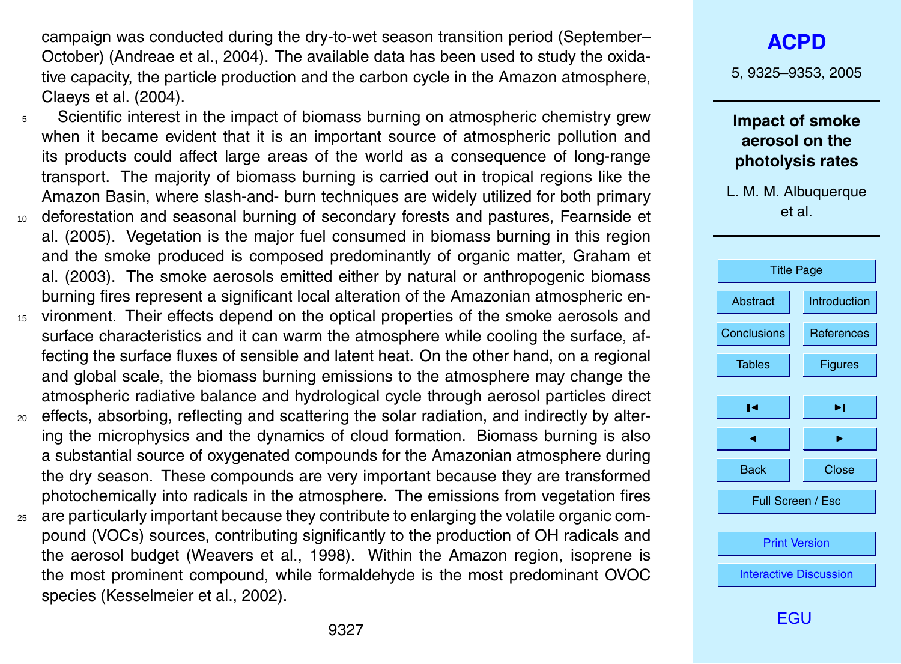campaign was conducted during the dry-to-wet season transition period (September–October) (Andreae et al., 2004). The available data has been used to study the oxidative capacity, the particle production and the carbon cycle in the Amazon atmosphere, Claeys et al. (2004).

Scientific interest in the impact of biomass burning on atmospheric chemistry grew when it became evident that it is an important source of atmospheric pollution and its products could affect large areas of the world as a consequence of long-range transport. The majority of biomass burning is carried out in tropical regions like the Amazon Basin, where slash-and- burn techniques are widely utilized for both primary deforestation and seasonal burning of secondary forests and pastures, Fearnside et al. (2005). Vegetation is the major fuel consumed in biomass burning in this region and the smoke produced is composed predominantly of organic matter, Graham et al. (2003). The smoke aerosols emitted either by natural or anthropogenic biomass burning fires represent a significant local alteration of the Amazonian atmospheric environment. Their effects depend on the optical properties of the smoke aerosols and surface characteristics and it can warm the atmosphere while cooling the surface, affecting the surface fluxes of sensible and latent heat. On the other hand, on a regional and global scale, the biomass burning emissions to the atmosphere may change the atmospheric radiative balance and hydrological cycle through aerosol particles direct effects, absorbing, reflecting and scattering the solar radiation, and indirectly by altering the microphysics and the dynamics of cloud formation. Biomass burning is also a substantial source of oxygenated compounds for the Amazonian atmosphere during the dry season. These compounds are very important because they are transformed photochemically into radicals in the atmosphere. The emissions from vegetation fires are particularly important because they contribute to enlarging the volatile organic compound (VOCs) sources, contributing significantly to the production of OH radicals and the aerosol budget (Weavers et al., 1998). Within the Amazon region, isoprene is the most prominent compound, while formaldehyde is the most predominant OVOC species (Kesselmeier et al., 2002).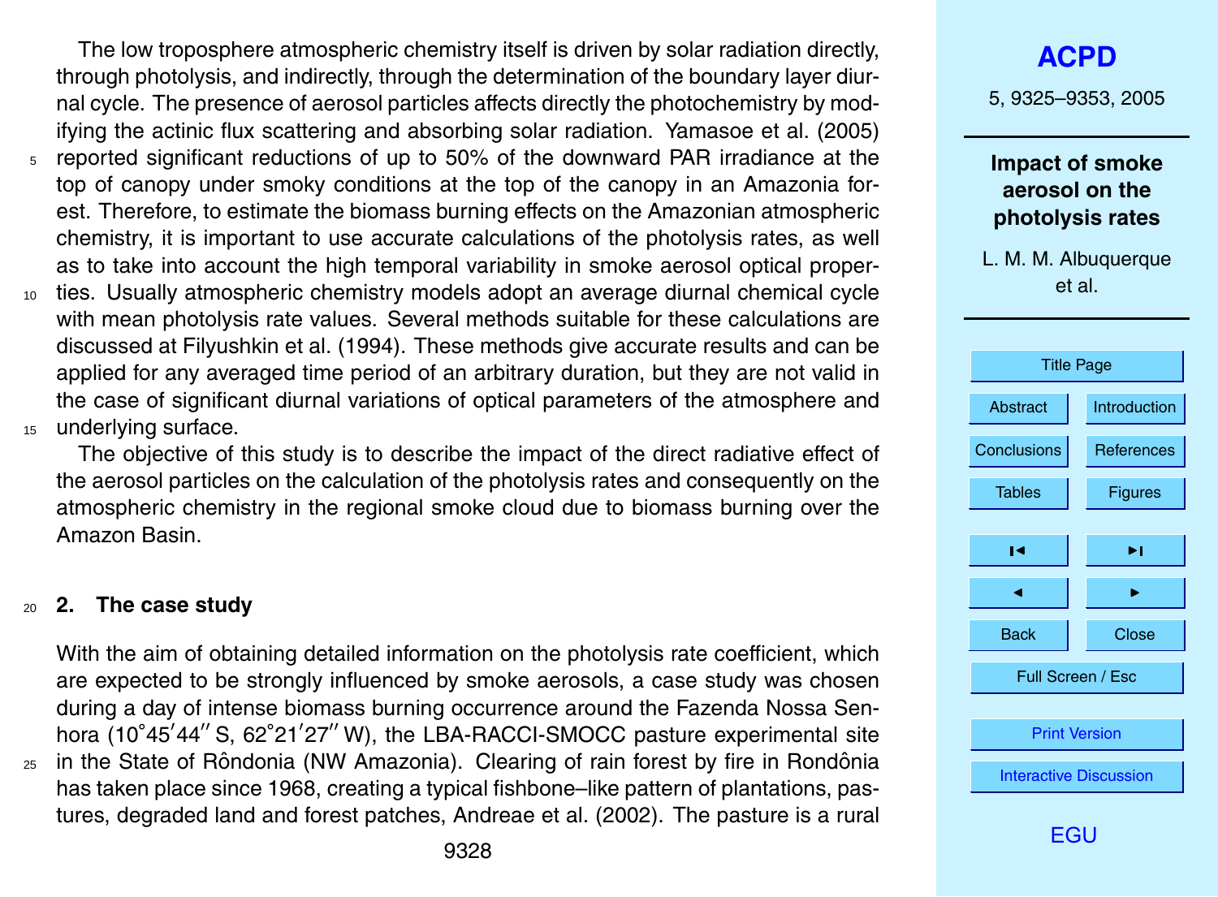The low troposphere atmospheric chemistry itself is driven by solar radiation directly, through photolysis, and indirectly, through the determination of the boundary layer diurnal cycle. The presence of aerosol particles affects directly the photochemistry by modifying the actinic flux scattering and absorbing solar radiation. Yamasoe et al. (2005) reported significant reductions of up to 50% of the downward PAR irradiance at the top of canopy under smoky conditions at the top of the canopy in an Amazonia forest. Therefore, to estimate the biomass burning effects on the Amazonian atmospheric chemistry, it is important to use accurate calculations of the photolysis rates, as well as to take into account the high temporal variability in smoke aerosol optical properties. Usually atmospheric chemistry models adopt an average diurnal chemical cycle with mean photolysis rate values. Several methods suitable for these calculations are discussed at Filyushkin et al. (1994). These methods give accurate results and can be applied for any averaged time period of an arbitrary duration, but they are not valid in the case of significant diurnal variations of optical parameters of the atmosphere and underlying surface.

The objective of this study is to describe the impact of the direct radiative effect of the aerosol particles on the calculation of the photolysis rates and consequently on the atmospheric chemistry in the regional smoke cloud due to biomass burning over the Amazon Basin.

## 2. The case study

With the aim of obtaining detailed information on the photolysis rate coefficient, which are expected to be strongly influenced by smoke aerosols, a case study was chosen during a day of intense biomass burning occurrence around the Fazenda Nossa Senhora (10°45′44′′ S, 62°21′27′′ W), the LBA-RACCI-SMOCC pasture experimental site in the State of Rôndonia (NW Amazonia). Clearing of rain forest by fire in Rondônia has taken place since 1968, creating a typical fishbone–like pattern of plantations, pastures, degraded land and forest patches, Andreae et al. (2002). The pasture is a rural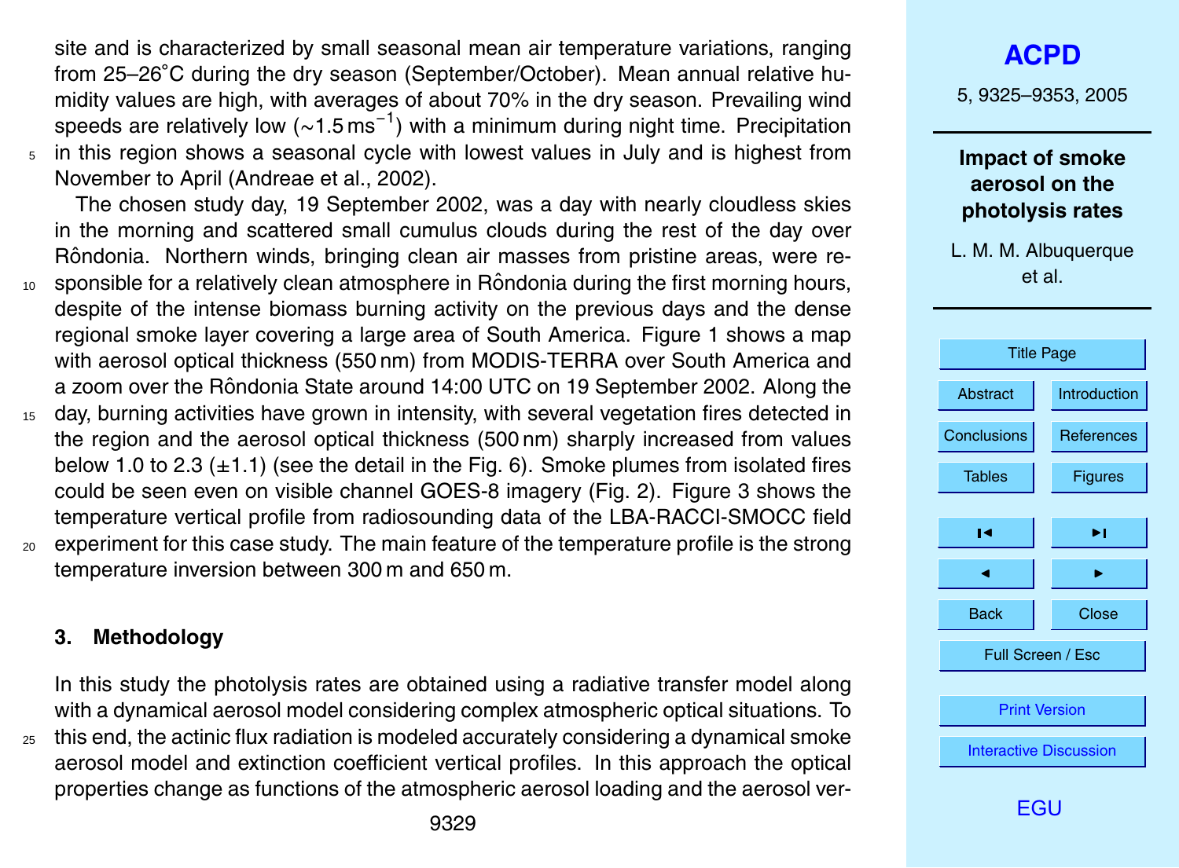site and is characterized by small seasonal mean air temperature variations, ranging from 25–26°C during the dry season (September/October). Mean annual relative humidity values are high, with averages of about 70% in the dry season. Prevailing wind speeds are relatively low (∼1.5 $\mathrm{ms}^{-1}$) with a minimum during night time. Precipitation in this region shows a seasonal cycle with lowest values in July and is highest from November to April (Andreae et al., 2002).

The chosen study day, 19 September 2002, was a day with nearly cloudless skies in the morning and scattered small cumulus clouds during the rest of the day over Rôndonia. Northern winds, bringing clean air masses from pristine areas, were responsible for a relatively clean atmosphere in Rôndonia during the first morning hours, despite of the intense biomass burning activity on the previous days and the dense regional smoke layer covering a large area of South America. Figure 1 shows a map with aerosol optical thickness (550 nm) from MODIS-TERRA over South America and a zoom over the Rôndonia State around 14:00 UTC on 19 September 2002. Along the day, burning activities have grown in intensity, with several vegetation fires detected in the region and the aerosol optical thickness (500 nm) sharply increased from values below 1.0 to 2.3 (±1.1) (see the detail in the Fig. 6). Smoke plumes from isolated fires could be seen even on visible channel GOES-8 imagery (Fig. 2). Figure 3 shows the temperature vertical profile from radiosounding data of the LBA-RACCI-SMOCC field experiment for this case study. The main feature of the temperature profile is the strong temperature inversion between 300 m and 650 m.

## 3. Methodology

In this study the photolysis rates are obtained using a radiative transfer model along with a dynamical aerosol model considering complex atmospheric optical situations. To this end, the actinic flux radiation is modeled accurately considering a dynamical smoke aerosol model and extinction coefficient vertical profiles. In this approach the optical properties change as functions of the atmospheric aerosol loading and the aerosol ver-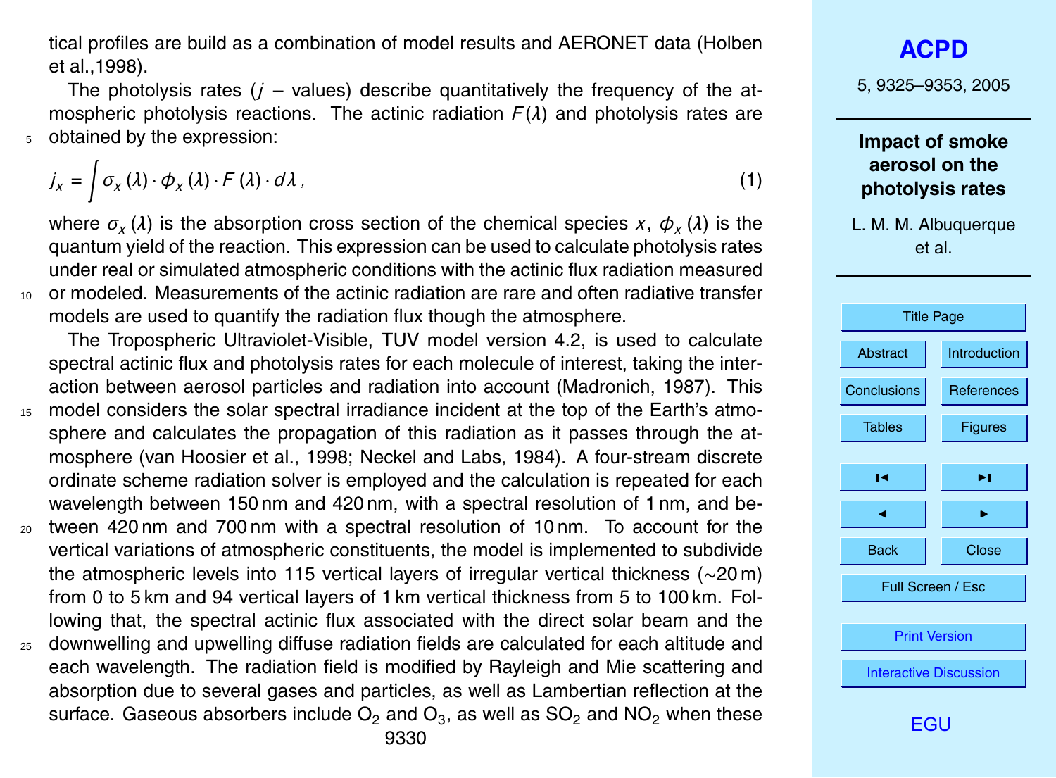tical profiles are build as a combination of model results and AERONET data (Holben et al.,1998).

The photolysis rates ($j$ – values) describe quantitatively the frequency of the atmospheric photolysis reactions. The actinic radiation $F(\lambda)$ and photolysis rates are obtained by the expression:

$$j_x = \int \sigma_x(\lambda) \cdot \phi_x(\lambda) \cdot F(\lambda) \cdot d\lambda\,, \tag{1}$$

where $\sigma_x(\lambda)$ is the absorption cross section of the chemical species $x$, $\phi_x(\lambda)$ is the quantum yield of the reaction. This expression can be used to calculate photolysis rates under real or simulated atmospheric conditions with the actinic flux radiation measured or modeled. Measurements of the actinic radiation are rare and often radiative transfer models are used to quantify the radiation flux though the atmosphere.

The Tropospheric Ultraviolet-Visible, TUV model version 4.2, is used to calculate spectral actinic flux and photolysis rates for each molecule of interest, taking the interaction between aerosol particles and radiation into account (Madronich, 1987). This model considers the solar spectral irradiance incident at the top of the Earth's atmosphere and calculates the propagation of this radiation as it passes through the atmosphere (van Hoosier et al., 1998; Neckel and Labs, 1984). A four-stream discrete ordinate scheme radiation solver is employed and the calculation is repeated for each wavelength between 150 nm and 420 nm, with a spectral resolution of 1 nm, and between 420 nm and 700 nm with a spectral resolution of 10 nm. To account for the vertical variations of atmospheric constituents, the model is implemented to subdivide the atmospheric levels into 115 vertical layers of irregular vertical thickness (~20 m) from 0 to 5 km and 94 vertical layers of 1 km vertical thickness from 5 to 100 km. Following that, the spectral actinic flux associated with the direct solar beam and the downwelling and upwelling diffuse radiation fields are calculated for each altitude and each wavelength. The radiation field is modified by Rayleigh and Mie scattering and absorption due to several gases and particles, as well as Lambertian reflection at the surface. Gaseous absorbers include $O_2$ and $O_3$, as well as $SO_2$ and $NO_2$ when these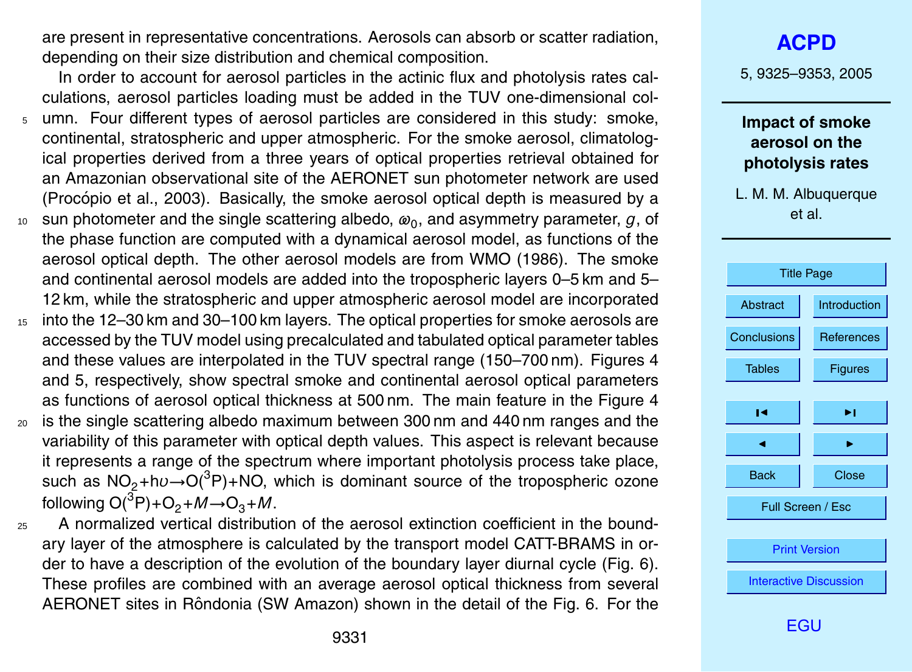are present in representative concentrations. Aerosols can absorb or scatter radiation, depending on their size distribution and chemical composition.

In order to account for aerosol particles in the actinic flux and photolysis rates calculations, aerosol particles loading must be added in the TUV one-dimensional column. Four different types of aerosol particles are considered in this study: smoke, continental, stratospheric and upper atmospheric. For the smoke aerosol, climatological properties derived from a three years of optical properties retrieval obtained for an Amazonian observational site of the AERONET sun photometer network are used (Procópio et al., 2003). Basically, the smoke aerosol optical depth is measured by a sun photometer and the single scattering albedo, $\varpi_0$, and asymmetry parameter, $g$, of the phase function are computed with a dynamical aerosol model, as functions of the aerosol optical depth. The other aerosol models are from WMO (1986). The smoke and continental aerosol models are added into the tropospheric layers 0–5 km and 5–12 km, while the stratospheric and upper atmospheric aerosol model are incorporated into the 12–30 km and 30–100 km layers. The optical properties for smoke aerosols are accessed by the TUV model using precalculated and tabulated optical parameter tables and these values are interpolated in the TUV spectral range (150–700 nm). Figures 4 and 5, respectively, show spectral smoke and continental aerosol optical parameters as functions of aerosol optical thickness at 500 nm. The main feature in the Figure 4 is the single scattering albedo maximum between 300 nm and 440 nm ranges and the variability of this parameter with optical depth values. This aspect is relevant because it represents a range of the spectrum where important photolysis process take place, such as $NO_2+h\upsilon \rightarrow O(^3P)+NO$, which is dominant source of the tropospheric ozone following $O(^3P)+O_2+M \rightarrow O_3+M$.

A normalized vertical distribution of the aerosol extinction coefficient in the boundary layer of the atmosphere is calculated by the transport model CATT-BRAMS in order to have a description of the evolution of the boundary layer diurnal cycle (Fig. 6). These profiles are combined with an average aerosol optical thickness from several AERONET sites in Rôndonia (SW Amazon) shown in the detail of the Fig. 6. For the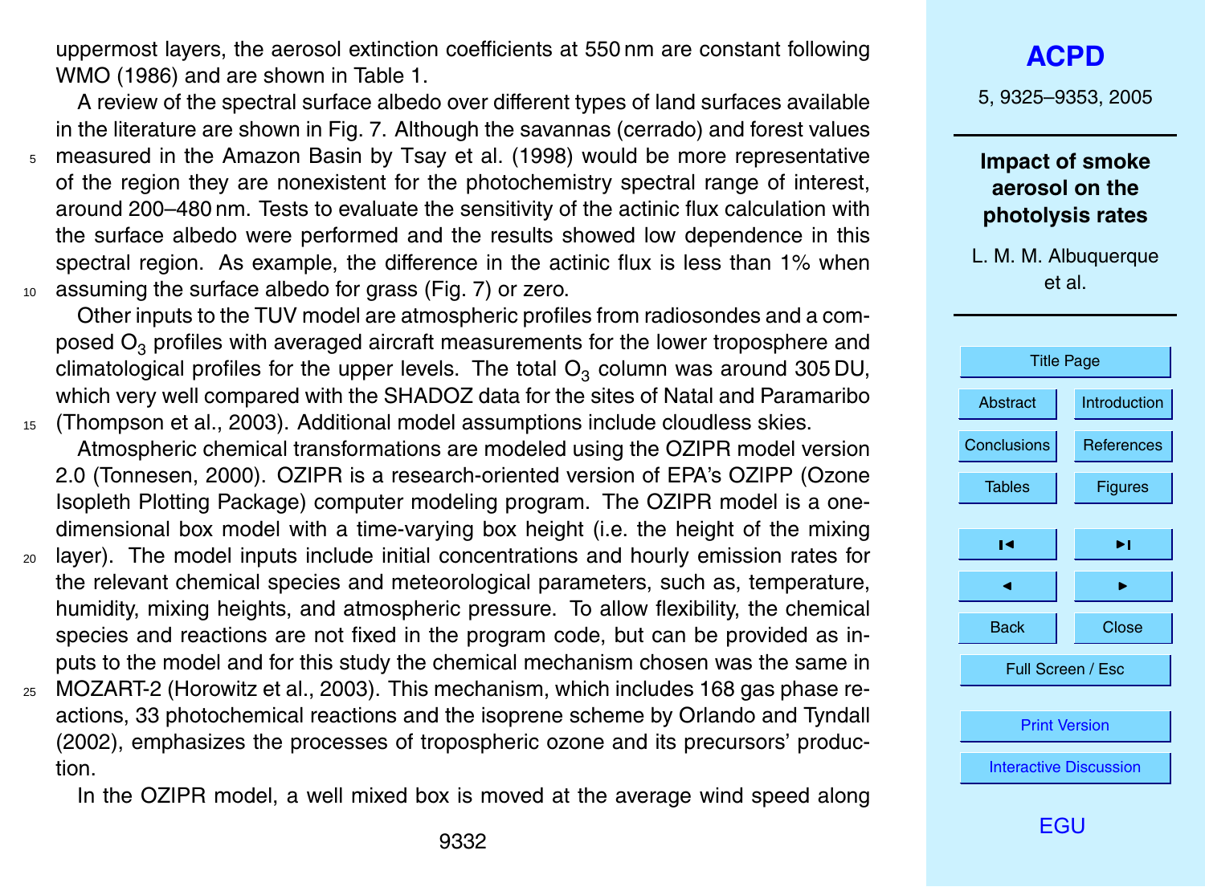uppermost layers, the aerosol extinction coefficients at 550 nm are constant following WMO (1986) and are shown in Table 1.

A review of the spectral surface albedo over different types of land surfaces available in the literature are shown in Fig. 7. Although the savannas (cerrado) and forest values measured in the Amazon Basin by Tsay et al. (1998) would be more representative of the region they are nonexistent for the photochemistry spectral range of interest, around 200–480 nm. Tests to evaluate the sensitivity of the actinic flux calculation with the surface albedo were performed and the results showed low dependence in this spectral region. As example, the difference in the actinic flux is less than 1% when assuming the surface albedo for grass (Fig. 7) or zero.

Other inputs to the TUV model are atmospheric profiles from radiosondes and a composed $O_3$ profiles with averaged aircraft measurements for the lower troposphere and climatological profiles for the upper levels. The total $O_3$ column was around 305 DU, which very well compared with the SHADOZ data for the sites of Natal and Paramaribo (Thompson et al., 2003). Additional model assumptions include cloudless skies.

Atmospheric chemical transformations are modeled using the OZIPR model version 2.0 (Tonnesen, 2000). OZIPR is a research-oriented version of EPA's OZIPP (Ozone Isopleth Plotting Package) computer modeling program. The OZIPR model is a one-dimensional box model with a time-varying box height (i.e. the height of the mixing layer). The model inputs include initial concentrations and hourly emission rates for the relevant chemical species and meteorological parameters, such as, temperature, humidity, mixing heights, and atmospheric pressure. To allow flexibility, the chemical species and reactions are not fixed in the program code, but can be provided as inputs to the model and for this study the chemical mechanism chosen was the same in MOZART-2 (Horowitz et al., 2003). This mechanism, which includes 168 gas phase reactions, 33 photochemical reactions and the isoprene scheme by Orlando and Tyndall (2002), emphasizes the processes of tropospheric ozone and its precursors' production.

In the OZIPR model, a well mixed box is moved at the average wind speed along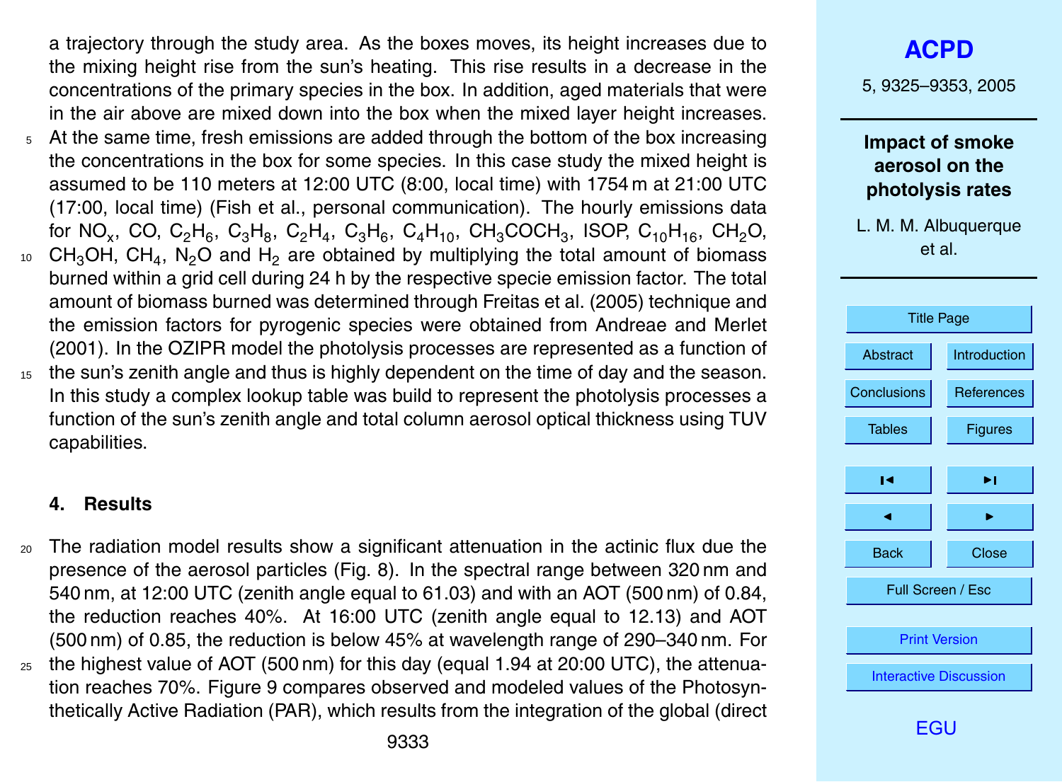a trajectory through the study area. As the boxes moves, its height increases due to the mixing height rise from the sun's heating. This rise results in a decrease in the concentrations of the primary species in the box. In addition, aged materials that were in the air above are mixed down into the box when the mixed layer height increases. At the same time, fresh emissions are added through the bottom of the box increasing the concentrations in the box for some species. In this case study the mixed height is assumed to be 110 meters at 12:00 UTC (8:00, local time) with 1754 m at 21:00 UTC (17:00, local time) (Fish et al., personal communication). The hourly emissions data for $NO_x$, CO, $C_2H_6$, $C_3H_8$, $C_2H_4$, $C_3H_6$, $C_4H_{10}$, $CH_3COCH_3$, ISOP, $C_{10}H_{16}$, $CH_2O$, $CH_3OH$, $CH_4$, $N_2O$ and $H_2$ are obtained by multiplying the total amount of biomass burned within a grid cell during 24 h by the respective specie emission factor. The total amount of biomass burned was determined through Freitas et al. (2005) technique and the emission factors for pyrogenic species were obtained from Andreae and Merlet (2001). In the OZIPR model the photolysis processes are represented as a function of the sun's zenith angle and thus is highly dependent on the time of day and the season. In this study a complex lookup table was build to represent the photolysis processes a function of the sun's zenith angle and total column aerosol optical thickness using TUV capabilities.

## 4. Results

The radiation model results show a significant attenuation in the actinic flux due the presence of the aerosol particles (Fig. 8). In the spectral range between 320 nm and 540 nm, at 12:00 UTC (zenith angle equal to 61.03) and with an AOT (500 nm) of 0.84, the reduction reaches 40%. At 16:00 UTC (zenith angle equal to 12.13) and AOT (500 nm) of 0.85, the reduction is below 45% at wavelength range of 290–340 nm. For the highest value of AOT (500 nm) for this day (equal 1.94 at 20:00 UTC), the attenuation reaches 70%. Figure 9 compares observed and modeled values of the Photosynthetically Active Radiation (PAR), which results from the integration of the global (direct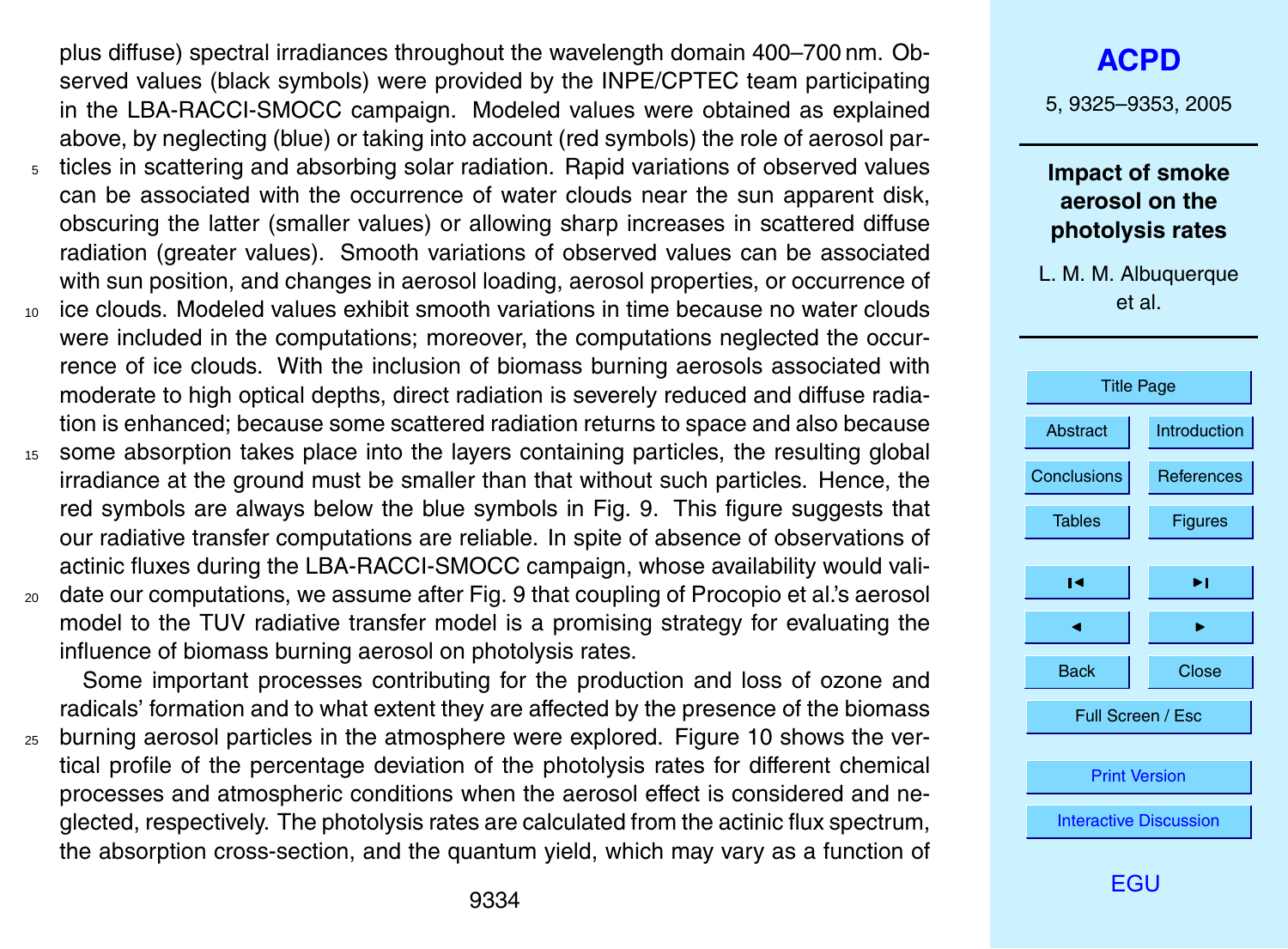plus diffuse) spectral irradiances throughout the wavelength domain 400–700 nm. Observed values (black symbols) were provided by the INPE/CPTEC team participating in the LBA-RACCI-SMOCC campaign. Modeled values were obtained as explained above, by neglecting (blue) or taking into account (red symbols) the role of aerosol particles in scattering and absorbing solar radiation. Rapid variations of observed values can be associated with the occurrence of water clouds near the sun apparent disk, obscuring the latter (smaller values) or allowing sharp increases in scattered diffuse radiation (greater values). Smooth variations of observed values can be associated with sun position, and changes in aerosol loading, aerosol properties, or occurrence of ice clouds. Modeled values exhibit smooth variations in time because no water clouds were included in the computations; moreover, the computations neglected the occurrence of ice clouds. With the inclusion of biomass burning aerosols associated with moderate to high optical depths, direct radiation is severely reduced and diffuse radiation is enhanced; because some scattered radiation returns to space and also because some absorption takes place into the layers containing particles, the resulting global irradiance at the ground must be smaller than that without such particles. Hence, the red symbols are always below the blue symbols in Fig. 9. This figure suggests that our radiative transfer computations are reliable. In spite of absence of observations of actinic fluxes during the LBA-RACCI-SMOCC campaign, whose availability would validate our computations, we assume after Fig. 9 that coupling of Procopio et al.'s aerosol model to the TUV radiative transfer model is a promising strategy for evaluating the influence of biomass burning aerosol on photolysis rates.

Some important processes contributing for the production and loss of ozone and radicals' formation and to what extent they are affected by the presence of the biomass burning aerosol particles in the atmosphere were explored. Figure 10 shows the vertical profile of the percentage deviation of the photolysis rates for different chemical processes and atmospheric conditions when the aerosol effect is considered and neglected, respectively. The photolysis rates are calculated from the actinic flux spectrum, the absorption cross-section, and the quantum yield, which may vary as a function of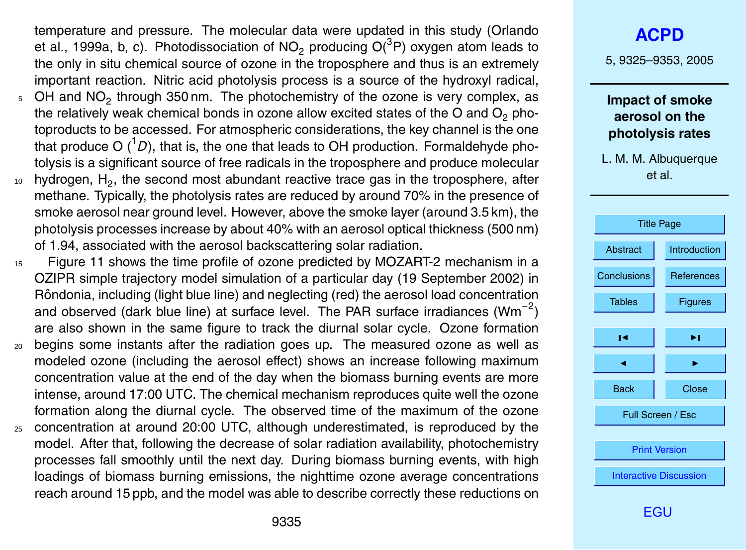temperature and pressure. The molecular data were updated in this study (Orlando et al., 1999a, b, c). Photodissociation of $NO_2$ producing $O(^3P)$ oxygen atom leads to the only in situ chemical source of ozone in the troposphere and thus is an extremely important reaction. Nitric acid photolysis process is a source of the hydroxyl radical, OH and $NO_2$ through 350 nm. The photochemistry of the ozone is very complex, as the relatively weak chemical bonds in ozone allow excited states of the O and $O_2$ photoproducts to be accessed. For atmospheric considerations, the key channel is the one that produce $O(^1D)$, that is, the one that leads to OH production. Formaldehyde photolysis is a significant source of free radicals in the troposphere and produce molecular hydrogen, $H_2$, the second most abundant reactive trace gas in the troposphere, after methane. Typically, the photolysis rates are reduced by around 70% in the presence of smoke aerosol near ground level. However, above the smoke layer (around 3.5 km), the photolysis processes increase by about 40% with an aerosol optical thickness (500 nm) of 1.94, associated with the aerosol backscattering solar radiation.

Figure 11 shows the time profile of ozone predicted by MOZART-2 mechanism in a OZIPR simple trajectory model simulation of a particular day (19 September 2002) in Rôndonia, including (light blue line) and neglecting (red) the aerosol load concentration and observed (dark blue line) at surface level. The PAR surface irradiances ($Wm^{-2}$) are also shown in the same figure to track the diurnal solar cycle. Ozone formation begins some instants after the radiation goes up. The measured ozone as well as modeled ozone (including the aerosol effect) shows an increase following maximum concentration value at the end of the day when the biomass burning events are more intense, around 17:00 UTC. The chemical mechanism reproduces quite well the ozone formation along the diurnal cycle. The observed time of the maximum of the ozone concentration at around 20:00 UTC, although underestimated, is reproduced by the model. After that, following the decrease of solar radiation availability, photochemistry processes fall smoothly until the next day. During biomass burning events, with high loadings of biomass burning emissions, the nighttime ozone average concentrations reach around 15 ppb, and the model was able to describe correctly these reductions on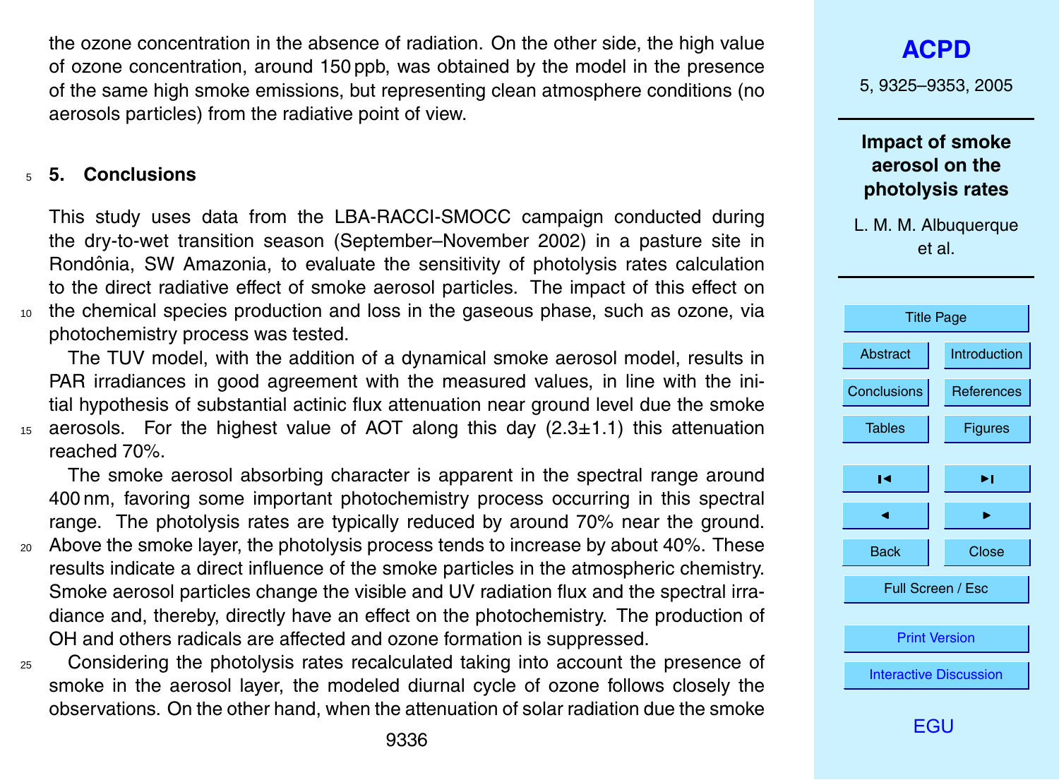the ozone concentration in the absence of radiation. On the other side, the high value of ozone concentration, around 150 ppb, was obtained by the model in the presence of the same high smoke emissions, but representing clean atmosphere conditions (no aerosols particles) from the radiative point of view.

## 5. Conclusions

This study uses data from the LBA-RACCI-SMOCC campaign conducted during the dry-to-wet transition season (September–November 2002) in a pasture site in Rondônia, SW Amazonia, to evaluate the sensitivity of photolysis rates calculation to the direct radiative effect of smoke aerosol particles. The impact of this effect on the chemical species production and loss in the gaseous phase, such as ozone, via photochemistry process was tested.

The TUV model, with the addition of a dynamical smoke aerosol model, results in PAR irradiances in good agreement with the measured values, in line with the initial hypothesis of substantial actinic flux attenuation near ground level due the smoke aerosols. For the highest value of AOT along this day (2.3±1.1) this attenuation reached 70%.

The smoke aerosol absorbing character is apparent in the spectral range around 400 nm, favoring some important photochemistry process occurring in this spectral range. The photolysis rates are typically reduced by around 70% near the ground. Above the smoke layer, the photolysis process tends to increase by about 40%. These results indicate a direct influence of the smoke particles in the atmospheric chemistry. Smoke aerosol particles change the visible and UV radiation flux and the spectral irradiance and, thereby, directly have an effect on the photochemistry. The production of OH and others radicals are affected and ozone formation is suppressed.

Considering the photolysis rates recalculated taking into account the presence of smoke in the aerosol layer, the modeled diurnal cycle of ozone follows closely the observations. On the other hand, when the attenuation of solar radiation due the smoke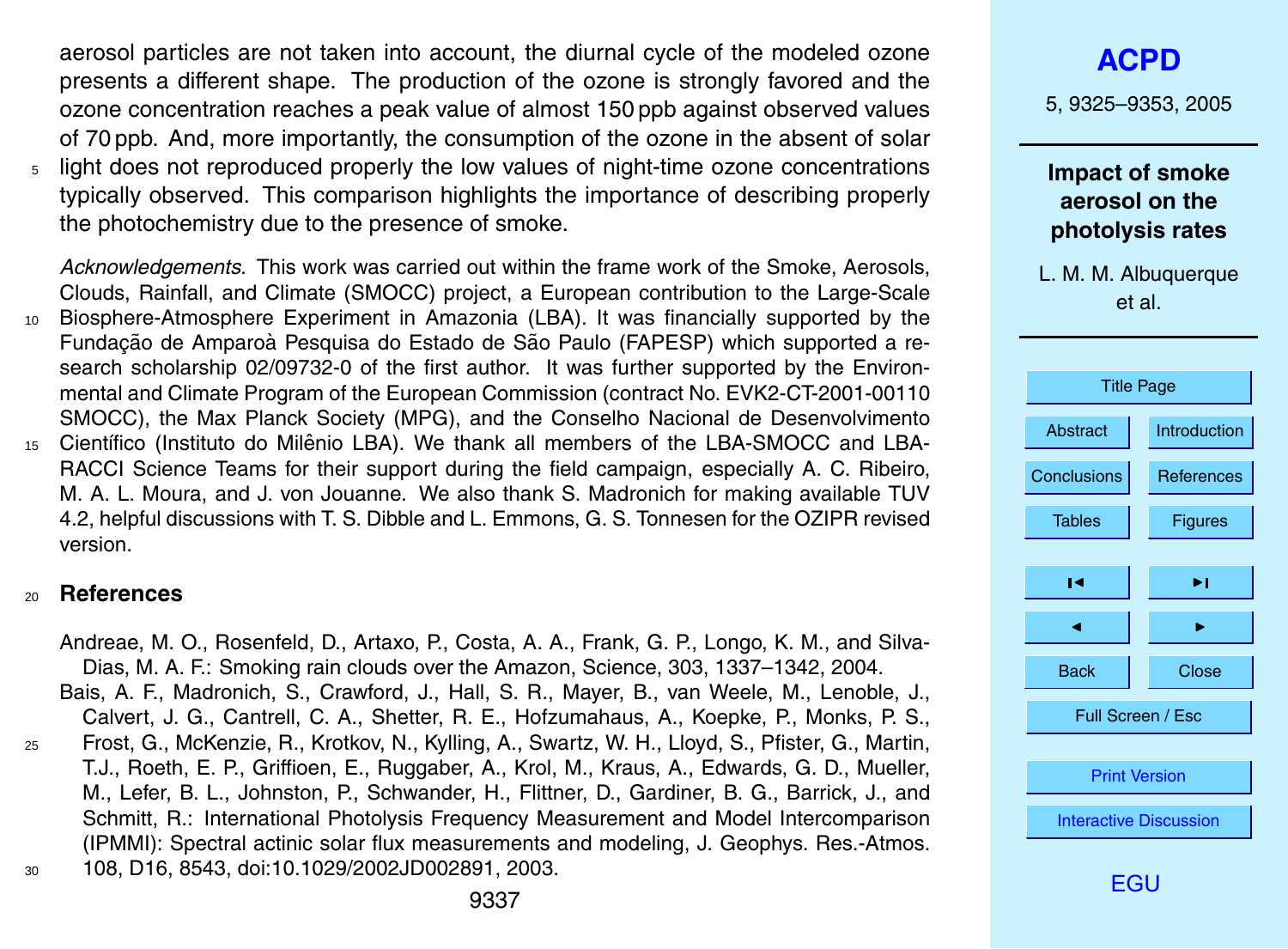aerosol particles are not taken into account, the diurnal cycle of the modeled ozone presents a different shape. The production of the ozone is strongly favored and the ozone concentration reaches a peak value of almost 150 ppb against observed values of 70 ppb. And, more importantly, the consumption of the ozone in the absent of solar light does not reproduced properly the low values of night-time ozone concentrations typically observed. This comparison highlights the importance of describing properly the photochemistry due to the presence of smoke.

*Acknowledgements.* This work was carried out within the frame work of the Smoke, Aerosols, Clouds, Rainfall, and Climate (SMOCC) project, a European contribution to the Large-Scale Biosphere-Atmosphere Experiment in Amazonia (LBA). It was financially supported by the Fundação de Amparoà Pesquisa do Estado de São Paulo (FAPESP) which supported a research scholarship 02/09732-0 of the first author. It was further supported by the Environmental and Climate Program of the European Commission (contract No. EVK2-CT-2001-00110 SMOCC), the Max Planck Society (MPG), and the Conselho Nacional de Desenvolvimento Científico (Instituto do Milênio LBA). We thank all members of the LBA-SMOCC and LBA-RACCI Science Teams for their support during the field campaign, especially A. C. Ribeiro, M. A. L. Moura, and J. von Jouanne. We also thank S. Madronich for making available TUV 4.2, helpful discussions with T. S. Dibble and L. Emmons, G. S. Tonnesen for the OZIPR revised version.

## References

Andreae, M. O., Rosenfeld, D., Artaxo, P., Costa, A. A., Frank, G. P., Longo, K. M., and Silva-Dias, M. A. F.: Smoking rain clouds over the Amazon, Science, 303, 1337–1342, 2004.

Bais, A. F., Madronich, S., Crawford, J., Hall, S. R., Mayer, B., van Weele, M., Lenoble, J., Calvert, J. G., Cantrell, C. A., Shetter, R. E., Hofzumahaus, A., Koepke, P., Monks, P. S., Frost, G., McKenzie, R., Krotkov, N., Kylling, A., Swartz, W. H., Lloyd, S., Pfister, G., Martin, T.J., Roeth, E. P., Griffioen, E., Ruggaber, A., Krol, M., Kraus, A., Edwards, G. D., Mueller, M., Lefer, B. L., Johnston, P., Schwander, H., Flittner, D., Gardiner, B. G., Barrick, J., and Schmitt, R.: International Photolysis Frequency Measurement and Model Intercomparison (IPMMI): Spectral actinic solar flux measurements and modeling, J. Geophys. Res.-Atmos. 108, D16, 8543, doi:10.1029/2002JD002891, 2003.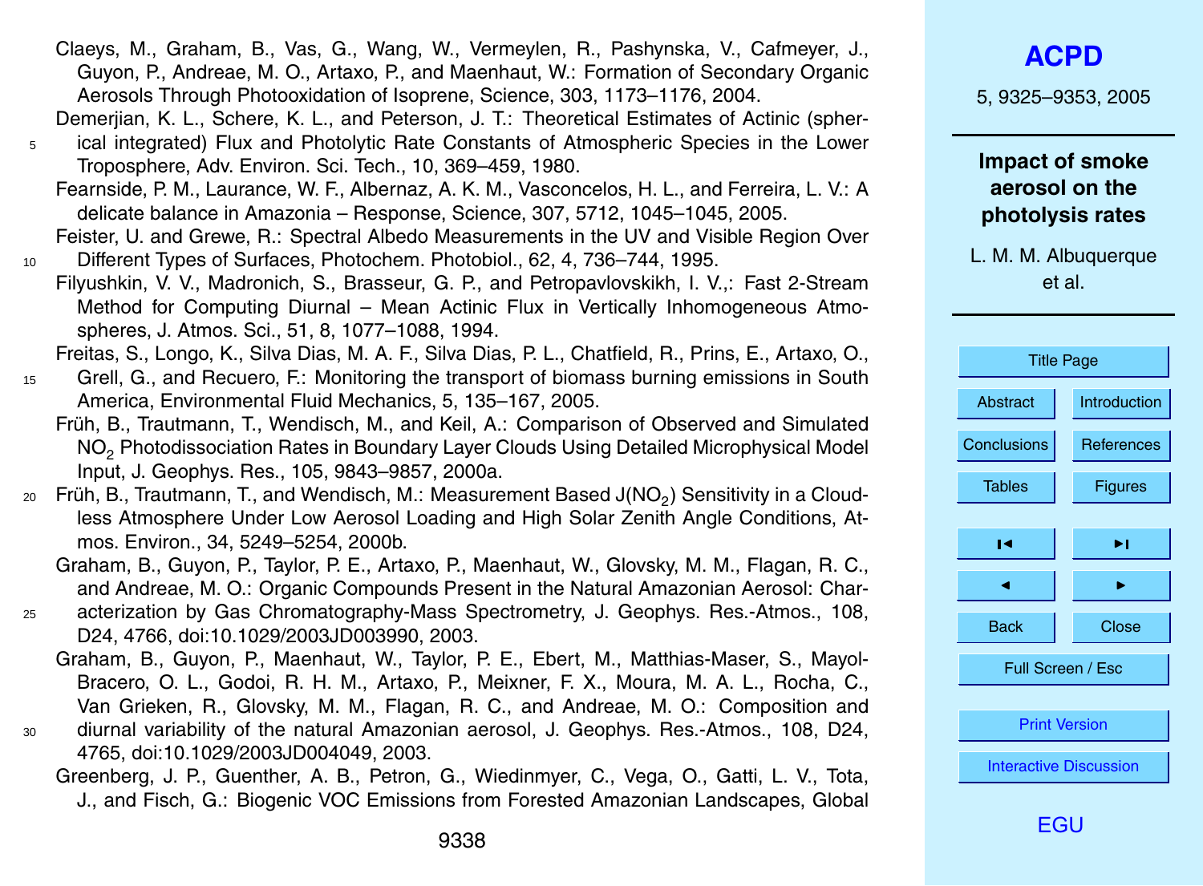Claeys, M., Graham, B., Vas, G., Wang, W., Vermeylen, R., Pashynska, V., Cafmeyer, J., Guyon, P., Andreae, M. O., Artaxo, P., and Maenhaut, W.: Formation of Secondary Organic Aerosols Through Photooxidation of Isoprene, Science, 303, 1173–1176, 2004.

Demerjian, K. L., Schere, K. L., and Peterson, J. T.: Theoretical Estimates of Actinic (spherical integrated) Flux and Photolytic Rate Constants of Atmospheric Species in the Lower Troposphere, Adv. Environ. Sci. Tech., 10, 369–459, 1980.

Fearnside, P. M., Laurance, W. F., Albernaz, A. K. M., Vasconcelos, H. L., and Ferreira, L. V.: A delicate balance in Amazonia – Response, Science, 307, 5712, 1045–1045, 2005.

Feister, U. and Grewe, R.: Spectral Albedo Measurements in the UV and Visible Region Over Different Types of Surfaces, Photochem. Photobiol., 62, 4, 736–744, 1995.

Filyushkin, V. V., Madronich, S., Brasseur, G. P., and Petropavlovskikh, I. V.,: Fast 2-Stream Method for Computing Diurnal – Mean Actinic Flux in Vertically Inhomogeneous Atmospheres, J. Atmos. Sci., 51, 8, 1077–1088, 1994.

Freitas, S., Longo, K., Silva Dias, M. A. F., Silva Dias, P. L., Chatfield, R., Prins, E., Artaxo, O., Grell, G., and Recuero, F.: Monitoring the transport of biomass burning emissions in South America, Environmental Fluid Mechanics, 5, 135–167, 2005.

Früh, B., Trautmann, T., Wendisch, M., and Keil, A.: Comparison of Observed and Simulated $NO_2$ Photodissociation Rates in Boundary Layer Clouds Using Detailed Microphysical Model Input, J. Geophys. Res., 105, 9843–9857, 2000a.

Früh, B., Trautmann, T., and Wendisch, M.: Measurement Based J($NO_2$) Sensitivity in a Cloudless Atmosphere Under Low Aerosol Loading and High Solar Zenith Angle Conditions, Atmos. Environ., 34, 5249–5254, 2000b.

Graham, B., Guyon, P., Taylor, P. E., Artaxo, P., Maenhaut, W., Glovsky, M. M., Flagan, R. C., and Andreae, M. O.: Organic Compounds Present in the Natural Amazonian Aerosol: Characterization by Gas Chromatography-Mass Spectrometry, J. Geophys. Res.-Atmos., 108, D24, 4766, doi:10.1029/2003JD003990, 2003.

Graham, B., Guyon, P., Maenhaut, W., Taylor, P. E., Ebert, M., Matthias-Maser, S., Mayol-Bracero, O. L., Godoi, R. H. M., Artaxo, P., Meixner, F. X., Moura, M. A. L., Rocha, C., Van Grieken, R., Glovsky, M. M., Flagan, R. C., and Andreae, M. O.: Composition and diurnal variability of the natural Amazonian aerosol, J. Geophys. Res.-Atmos., 108, D24, 4765, doi:10.1029/2003JD004049, 2003.

Greenberg, J. P., Guenther, A. B., Petron, G., Wiedinmyer, C., Vega, O., Gatti, L. V., Tota, J., and Fisch, G.: Biogenic VOC Emissions from Forested Amazonian Landscapes, Global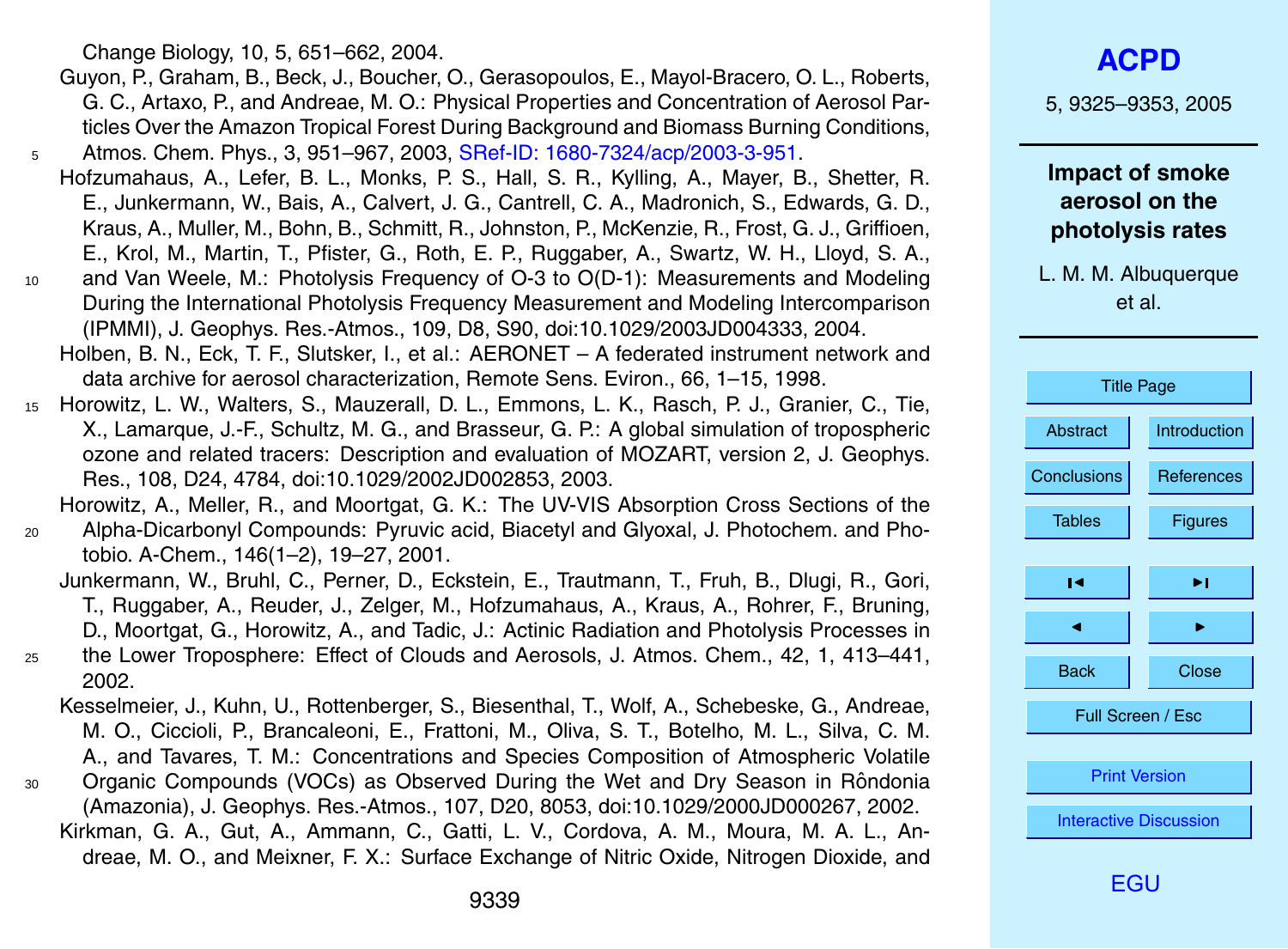Change Biology, 10, 5, 651–662, 2004.

Guyon, P., Graham, B., Beck, J., Boucher, O., Gerasopoulos, E., Mayol-Bracero, O. L., Roberts, G. C., Artaxo, P., and Andreae, M. O.: Physical Properties and Concentration of Aerosol Particles Over the Amazon Tropical Forest During Background and Biomass Burning Conditions, Atmos. Chem. Phys., 3, 951–967, 2003, SRef-ID: 1680-7324/acp/2003-3-951.

Hofzumahaus, A., Lefer, B. L., Monks, P. S., Hall, S. R., Kylling, A., Mayer, B., Shetter, R. E., Junkermann, W., Bais, A., Calvert, J. G., Cantrell, C. A., Madronich, S., Edwards, G. D., Kraus, A., Muller, M., Bohn, B., Schmitt, R., Johnston, P., McKenzie, R., Frost, G. J., Griffioen, E., Krol, M., Martin, T., Pfister, G., Roth, E. P., Ruggaber, A., Swartz, W. H., Lloyd, S. A., and Van Weele, M.: Photolysis Frequency of O-3 to O(D-1): Measurements and Modeling During the International Photolysis Frequency Measurement and Modeling Intercomparison (IPMMI), J. Geophys. Res.-Atmos., 109, D8, S90, doi:10.1029/2003JD004333, 2004.

Holben, B. N., Eck, T. F., Slutsker, I., et al.: AERONET – A federated instrument network and data archive for aerosol characterization, Remote Sens. Eviron., 66, 1–15, 1998.

Horowitz, L. W., Walters, S., Mauzerall, D. L., Emmons, L. K., Rasch, P. J., Granier, C., Tie, X., Lamarque, J.-F., Schultz, M. G., and Brasseur, G. P.: A global simulation of tropospheric ozone and related tracers: Description and evaluation of MOZART, version 2, J. Geophys. Res., 108, D24, 4784, doi:10.1029/2002JD002853, 2003.

Horowitz, A., Meller, R., and Moortgat, G. K.: The UV-VIS Absorption Cross Sections of the Alpha-Dicarbonyl Compounds: Pyruvic acid, Biacetyl and Glyoxal, J. Photochem. and Photobio. A-Chem., 146(1–2), 19–27, 2001.

Junkermann, W., Bruhl, C., Perner, D., Eckstein, E., Trautmann, T., Fruh, B., Dlugi, R., Gori, T., Ruggaber, A., Reuder, J., Zelger, M., Hofzumahaus, A., Kraus, A., Rohrer, F., Bruning, D., Moortgat, G., Horowitz, A., and Tadic, J.: Actinic Radiation and Photolysis Processes in the Lower Troposphere: Effect of Clouds and Aerosols, J. Atmos. Chem., 42, 1, 413–441, 2002.

Kesselmeier, J., Kuhn, U., Rottenberger, S., Biesenthal, T., Wolf, A., Schebeske, G., Andreae, M. O., Ciccioli, P., Brancaleoni, E., Frattoni, M., Oliva, S. T., Botelho, M. L., Silva, C. M. A., and Tavares, T. M.: Concentrations and Species Composition of Atmospheric Volatile Organic Compounds (VOCs) as Observed During the Wet and Dry Season in Rôndonia (Amazonia), J. Geophys. Res.-Atmos., 107, D20, 8053, doi:10.1029/2000JD000267, 2002.

Kirkman, G. A., Gut, A., Ammann, C., Gatti, L. V., Cordova, A. M., Moura, M. A. L., Andreae, M. O., and Meixner, F. X.: Surface Exchange of Nitric Oxide, Nitrogen Dioxide, and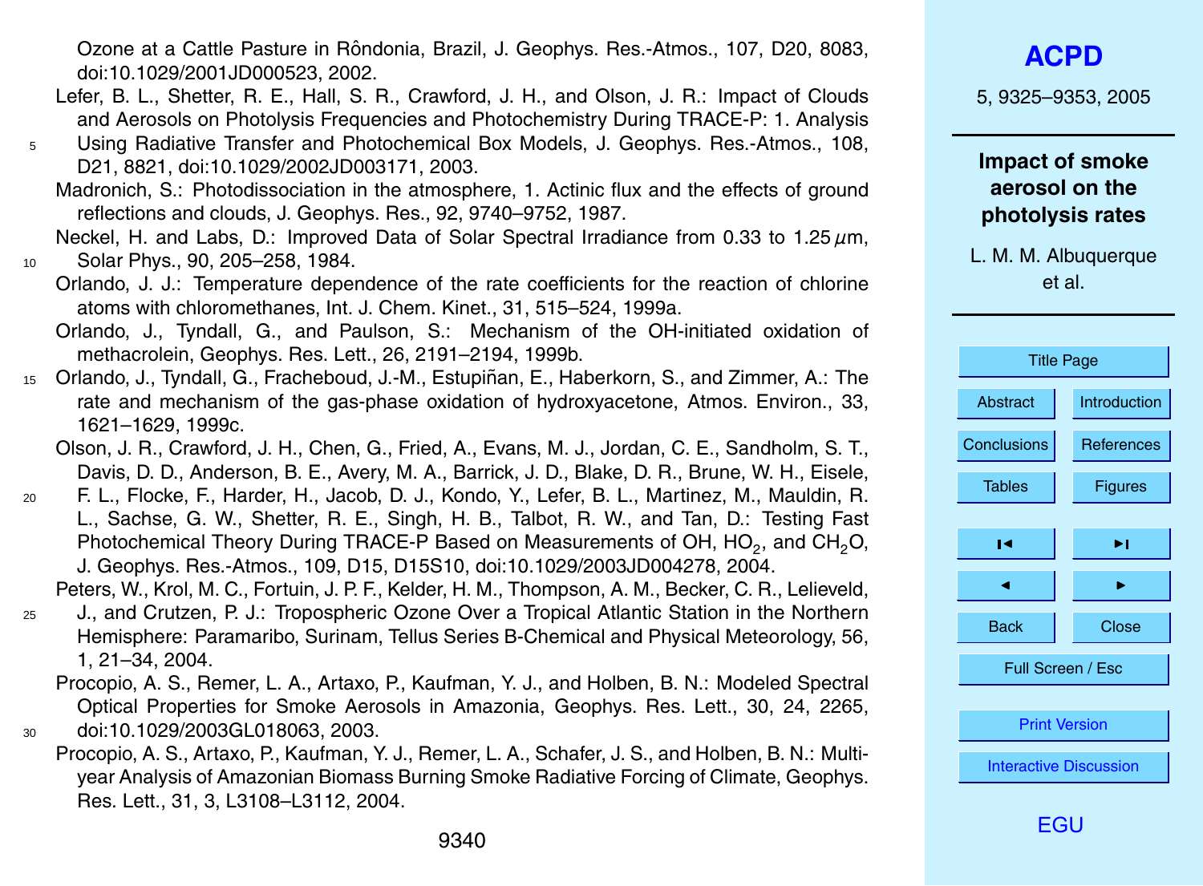Ozone at a Cattle Pasture in Rôndonia, Brazil, J. Geophys. Res.-Atmos., 107, D20, 8083, doi:10.1029/2001JD000523, 2002.

Lefer, B. L., Shetter, R. E., Hall, S. R., Crawford, J. H., and Olson, J. R.: Impact of Clouds and Aerosols on Photolysis Frequencies and Photochemistry During TRACE-P: 1. Analysis Using Radiative Transfer and Photochemical Box Models, J. Geophys. Res.-Atmos., 108, D21, 8821, doi:10.1029/2002JD003171, 2003.

Madronich, S.: Photodissociation in the atmosphere, 1. Actinic flux and the effects of ground reflections and clouds, J. Geophys. Res., 92, 9740–9752, 1987.

Neckel, H. and Labs, D.: Improved Data of Solar Spectral Irradiance from 0.33 to 1.25 $\mu$m, Solar Phys., 90, 205–258, 1984.

Orlando, J. J.: Temperature dependence of the rate coefficients for the reaction of chlorine atoms with chloromethanes, Int. J. Chem. Kinet., 31, 515–524, 1999a.

Orlando, J., Tyndall, G., and Paulson, S.: Mechanism of the OH-initiated oxidation of methacrolein, Geophys. Res. Lett., 26, 2191–2194, 1999b.

Orlando, J., Tyndall, G., Fracheboud, J.-M., Estupiñan, E., Haberkorn, S., and Zimmer, A.: The rate and mechanism of the gas-phase oxidation of hydroxyacetone, Atmos. Environ., 33, 1621–1629, 1999c.

Olson, J. R., Crawford, J. H., Chen, G., Fried, A., Evans, M. J., Jordan, C. E., Sandholm, S. T., Davis, D. D., Anderson, B. E., Avery, M. A., Barrick, J. D., Blake, D. R., Brune, W. H., Eisele, F. L., Flocke, F., Harder, H., Jacob, D. J., Kondo, Y., Lefer, B. L., Martinez, M., Mauldin, R. L., Sachse, G. W., Shetter, R. E., Singh, H. B., Talbot, R. W., and Tan, D.: Testing Fast Photochemical Theory During TRACE-P Based on Measurements of OH, $HO_2$, and $CH_2O$, J. Geophys. Res.-Atmos., 109, D15, D15S10, doi:10.1029/2003JD004278, 2004.

Peters, W., Krol, M. C., Fortuin, J. P. F., Kelder, H. M., Thompson, A. M., Becker, C. R., Lelieveld, J., and Crutzen, P. J.: Tropospheric Ozone Over a Tropical Atlantic Station in the Northern Hemisphere: Paramaribo, Surinam, Tellus Series B-Chemical and Physical Meteorology, 56, 1, 21–34, 2004.

Procopio, A. S., Remer, L. A., Artaxo, P., Kaufman, Y. J., and Holben, B. N.: Modeled Spectral Optical Properties for Smoke Aerosols in Amazonia, Geophys. Res. Lett., 30, 24, 2265, doi:10.1029/2003GL018063, 2003.

Procopio, A. S., Artaxo, P., Kaufman, Y. J., Remer, L. A., Schafer, J. S., and Holben, B. N.: Multi-year Analysis of Amazonian Biomass Burning Smoke Radiative Forcing of Climate, Geophys. Res. Lett., 31, 3, L3108–L3112, 2004.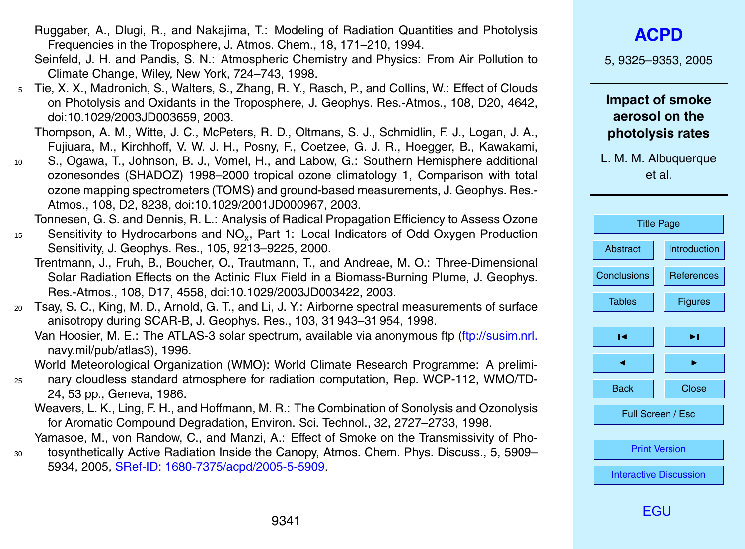Ruggaber, A., Dlugi, R., and Nakajima, T.: Modeling of Radiation Quantities and Photolysis Frequencies in the Troposphere, J. Atmos. Chem., 18, 171–210, 1994.

Seinfeld, J. H. and Pandis, S. N.: Atmospheric Chemistry and Physics: From Air Pollution to Climate Change, Wiley, New York, 724–743, 1998.

Tie, X. X., Madronich, S., Walters, S., Zhang, R. Y., Rasch, P., and Collins, W.: Effect of Clouds on Photolysis and Oxidants in the Troposphere, J. Geophys. Res.-Atmos., 108, D20, 4642, doi:10.1029/2003JD003659, 2003.

Thompson, A. M., Witte, J. C., McPeters, R. D., Oltmans, S. J., Schmidlin, F. J., Logan, J. A., Fujiuara, M., Kirchhoff, V. W. J. H., Posny, F., Coetzee, G. J. R., Hoegger, B., Kawakami, S., Ogawa, T., Johnson, B. J., Vomel, H., and Labow, G.: Southern Hemisphere additional ozonesondes (SHADOZ) 1998–2000 tropical ozone climatology 1, Comparison with total ozone mapping spectrometers (TOMS) and ground-based measurements, J. Geophys. Res.-Atmos., 108, D2, 8238, doi:10.1029/2001JD000967, 2003.

Tonnesen, G. S. and Dennis, R. L.: Analysis of Radical Propagation Efficiency to Assess Ozone Sensitivity to Hydrocarbons and $NO_x$, Part 1: Local Indicators of Odd Oxygen Production Sensitivity, J. Geophys. Res., 105, 9213–9225, 2000.

Trentmann, J., Fruh, B., Boucher, O., Trautmann, T., and Andreae, M. O.: Three-Dimensional Solar Radiation Effects on the Actinic Flux Field in a Biomass-Burning Plume, J. Geophys. Res.-Atmos., 108, D17, 4558, doi:10.1029/2003JD003422, 2003.

Tsay, S. C., King, M. D., Arnold, G. T., and Li, J. Y.: Airborne spectral measurements of surface anisotropy during SCAR-B, J. Geophys. Res., 103, 31 943–31 954, 1998.

Van Hoosier, M. E.: The ATLAS-3 solar spectrum, available via anonymous ftp (ftp://susim.nrl.navy.mil/pub/atlas3), 1996.

World Meteorological Organization (WMO): World Climate Research Programme: A preliminary cloudless standard atmosphere for radiation computation, Rep. WCP-112, WMO/TD-24, 53 pp., Geneva, 1986.

Weavers, L. K., Ling, F. H., and Hoffmann, M. R.: The Combination of Sonolysis and Ozonolysis for Aromatic Compound Degradation, Environ. Sci. Technol., 32, 2727–2733, 1998.

Yamasoe, M., von Randow, C., and Manzi, A.: Effect of Smoke on the Transmissivity of Photosynthetically Active Radiation Inside the Canopy, Atmos. Chem. Phys. Discuss., 5, 5909–5934, 2005, SRef-ID: 1680-7375/acpd/2005-5-5909.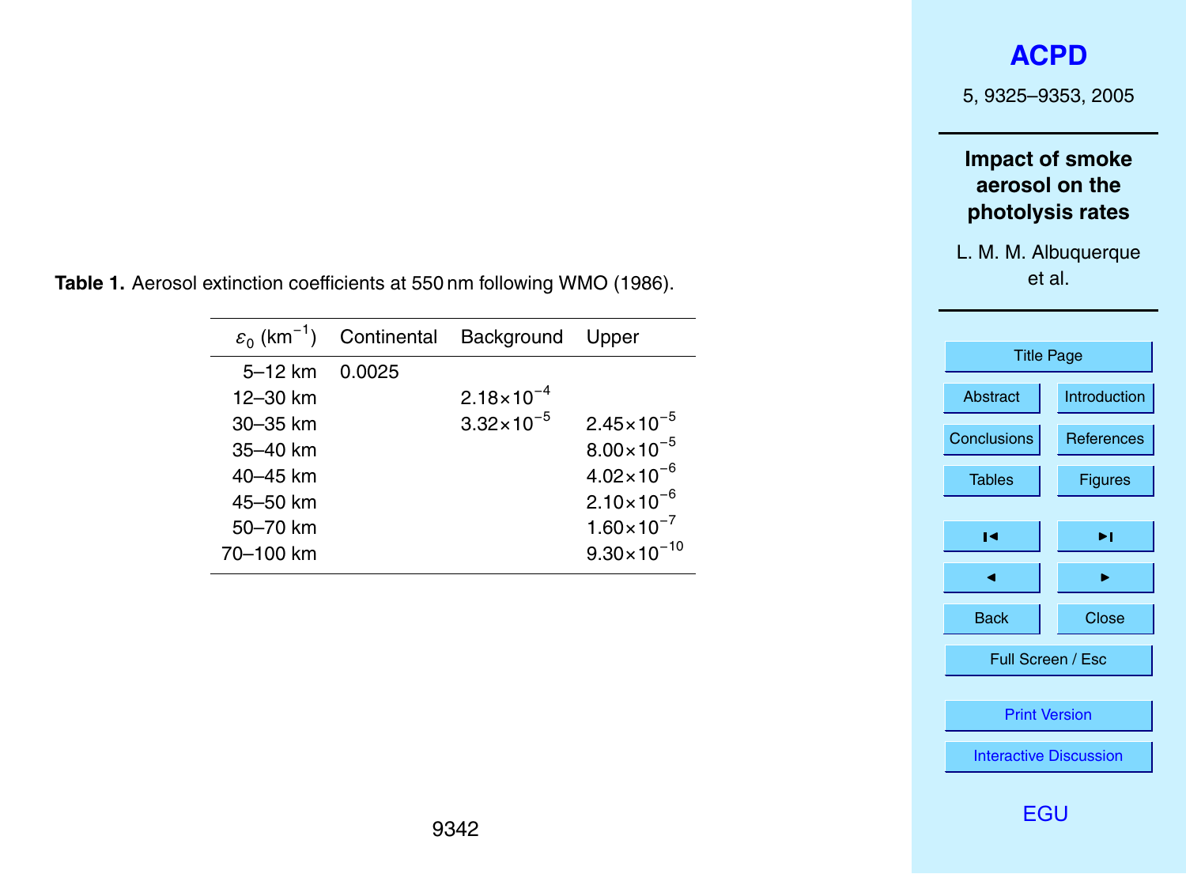**Table 1.** Aerosol extinction coefficients at 550 nm following WMO (1986).

| $\varepsilon_0$ (km$^{-1}$) | Continental | Background | Upper |
|---|---|---|---|
| 5–12 km | 0.0025 | | |
| 12–30 km | | $2.18\times10^{-4}$ | |
| 30–35 km | | $3.32\times10^{-5}$ | $2.45\times10^{-5}$ |
| 35–40 km | | | $8.00\times10^{-5}$ |
| 40–45 km | | | $4.02\times10^{-6}$ |
| 45–50 km | | | $2.10\times10^{-6}$ |
| 50–70 km | | | $1.60\times10^{-7}$ |
| 70–100 km | | | $9.30\times10^{-10}$ |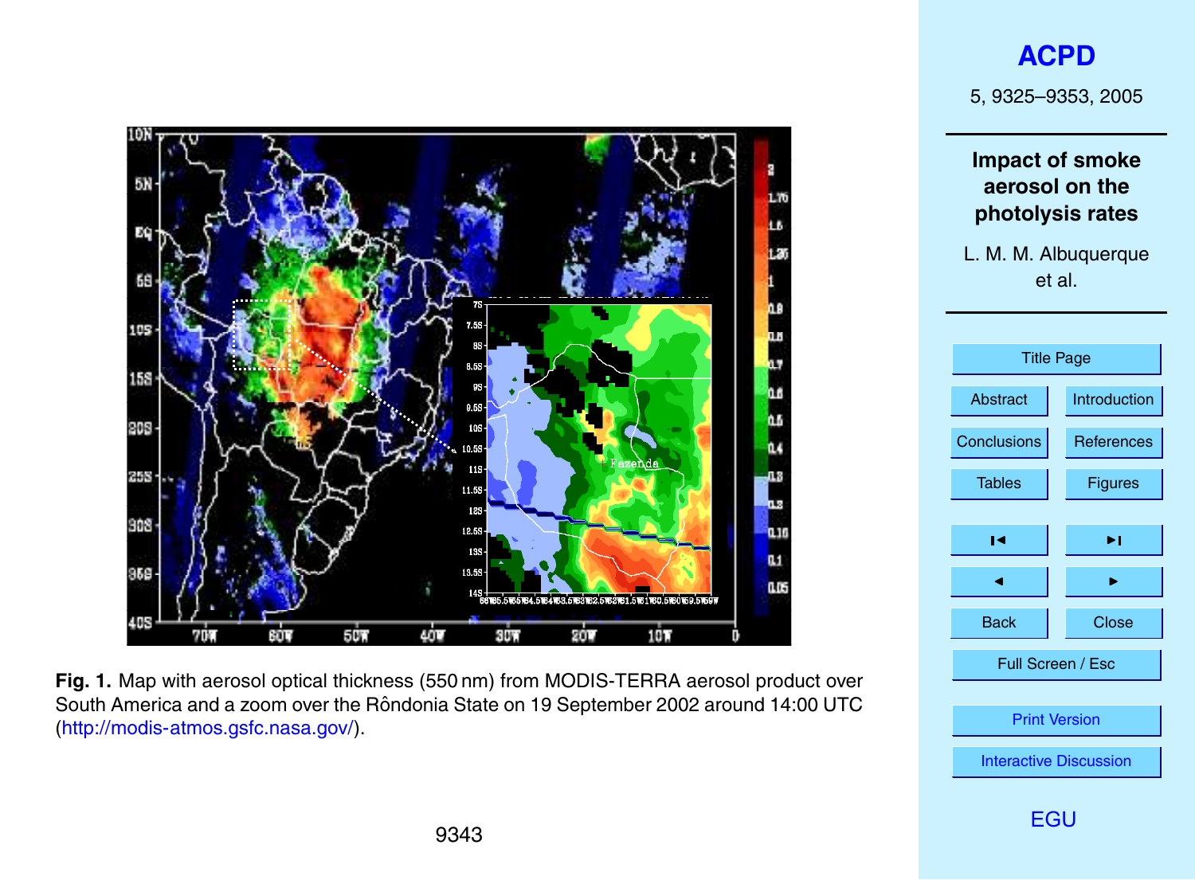10N
5N
EQ
5S
10S
15S
20S
25S
30S
35S
40S
70W
60W
50W
40W
30W
20W
10W
0

7S
7.5S
8S
8.5S
9S
9.5S
10S
10.5S
11S
11.5S
12S
12.5S
13S
13.5S
14S
66W 65.5W 65W 64.5W 64W 63.5W 63W 62.5W 62W 61.5W 61W 60.5W 60W 59.5W 59W

Fazenda

2
1.75
1.5
1.25
1
0.9
0.8
0.7
0.6
0.5
0.4
0.3
0.2
0.15
0.1
0.05

**Fig. 1.** Map with aerosol optical thickness (550 nm) from MODIS-TERRA aerosol product over South America and a zoom over the Rôndonia State on 19 September 2002 around 14:00 UTC (http://modis-atmos.gsfc.nasa.gov/).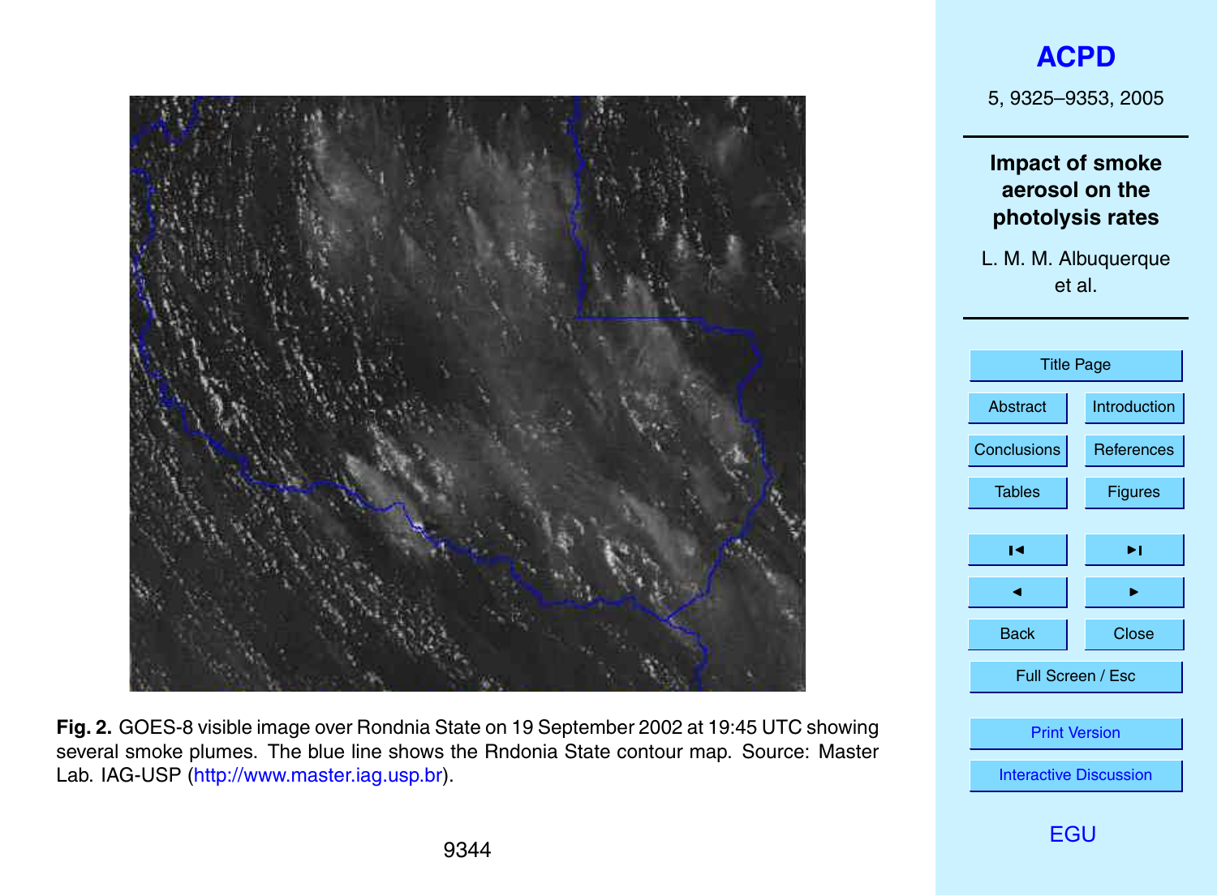**Fig. 2.** GOES-8 visible image over Rondnia State on 19 September 2002 at 19:45 UTC showing several smoke plumes. The blue line shows the Rndonia State contour map. Source: Master Lab. IAG-USP (http://www.master.iag.usp.br).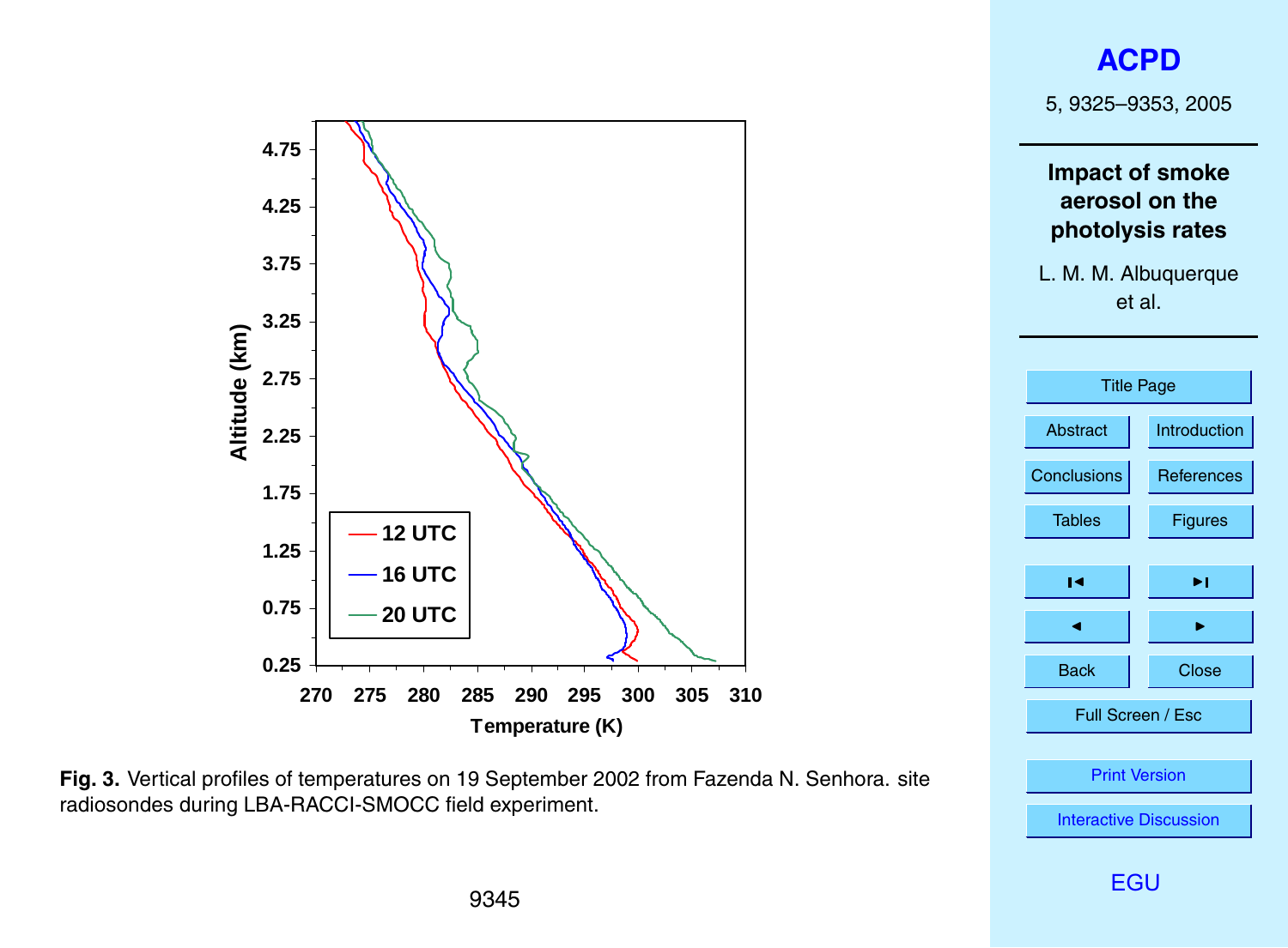Altitude (km)

4.75
4.25
3.75
3.25
2.75
2.25
1.75
1.25
0.75
0.25

270 275 280 285 290 295 300 305 310

Temperature (K)

12 UTC
16 UTC
20 UTC

**Fig. 3.** Vertical profiles of temperatures on 19 September 2002 from Fazenda N. Senhora. site radiosondes during LBA-RACCI-SMOCC field experiment.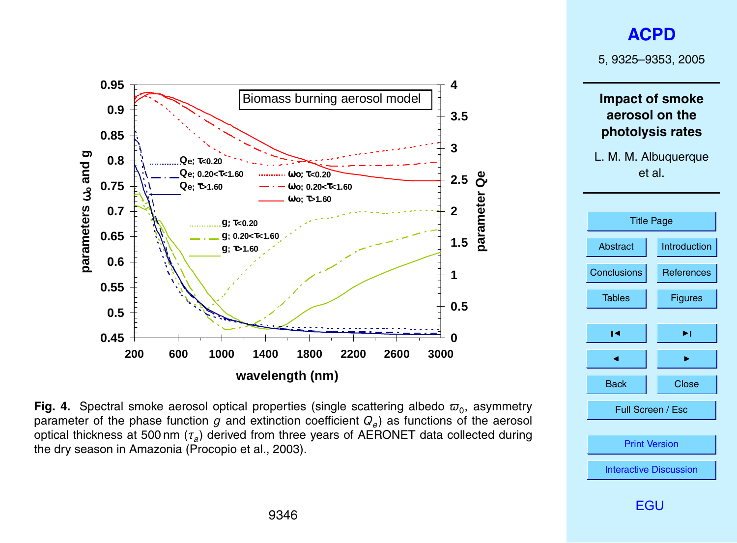Biomass burning aerosol model

parameters ω₀ and g

parameter Qe

wavelength (nm)

0.95
0.9
0.85
0.8
0.75
0.7
0.65
0.6
0.55
0.5
0.45

4
3.5
3
2.5
2
1.5
1
0.5
0

200 600 1000 1400 1800 2200 2600 3000

Qe; τ<0.20
Qe; 0.20<τ<1.60
Qe; τ>1.60
ωo; τ<0.20
ωo; 0.20<τ<1.60
ωo; τ>1.60
g; τ<0.20
g; 0.20<τ<1.60
g; τ>1.60

**Fig. 4.** Spectral smoke aerosol optical properties (single scattering albedo $\varpi_0$, asymmetry parameter of the phase function $g$ and extinction coefficient $Q_e$) as functions of the aerosol optical thickness at 500 nm ($\tau_a$) derived from three years of AERONET data collected during the dry season in Amazonia (Procopio et al., 2003).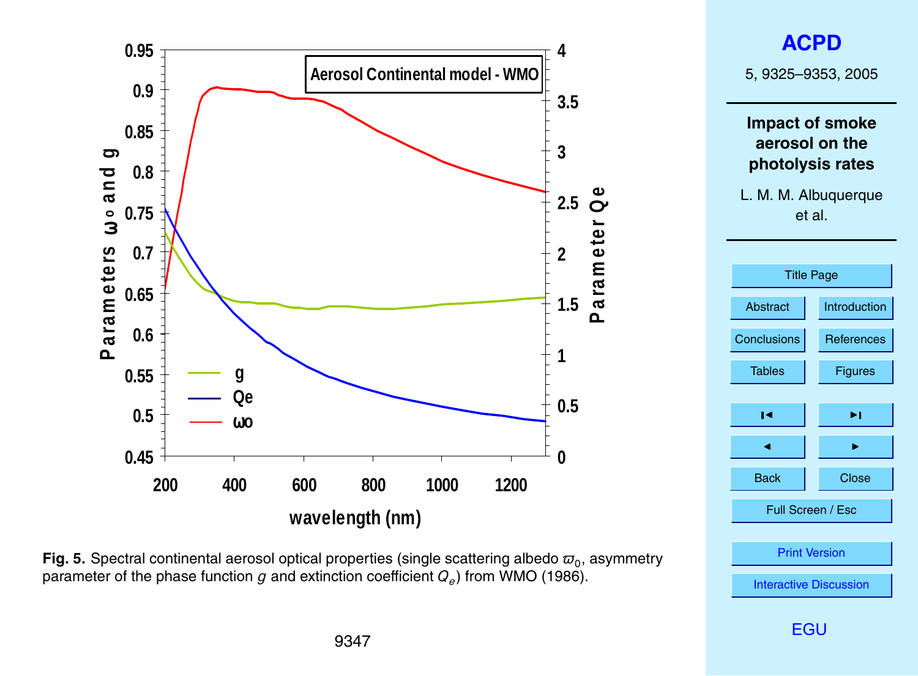Aerosol Continental model - WMO

Parameters ωo and g

Parameter Qe

0.95
0.9
0.85
0.8
0.75
0.7
0.65
0.6
0.55
0.5
0.45

4
3.5
3
2.5
2
1.5
1
0.5
0

200
400
600
800
1000
1200

wavelength (nm)

g
Qe
ωo

**Fig. 5.** Spectral continental aerosol optical properties (single scattering albedo $\varpi_0$, asymmetry parameter of the phase function $g$ and extinction coefficient $Q_e$) from WMO (1986).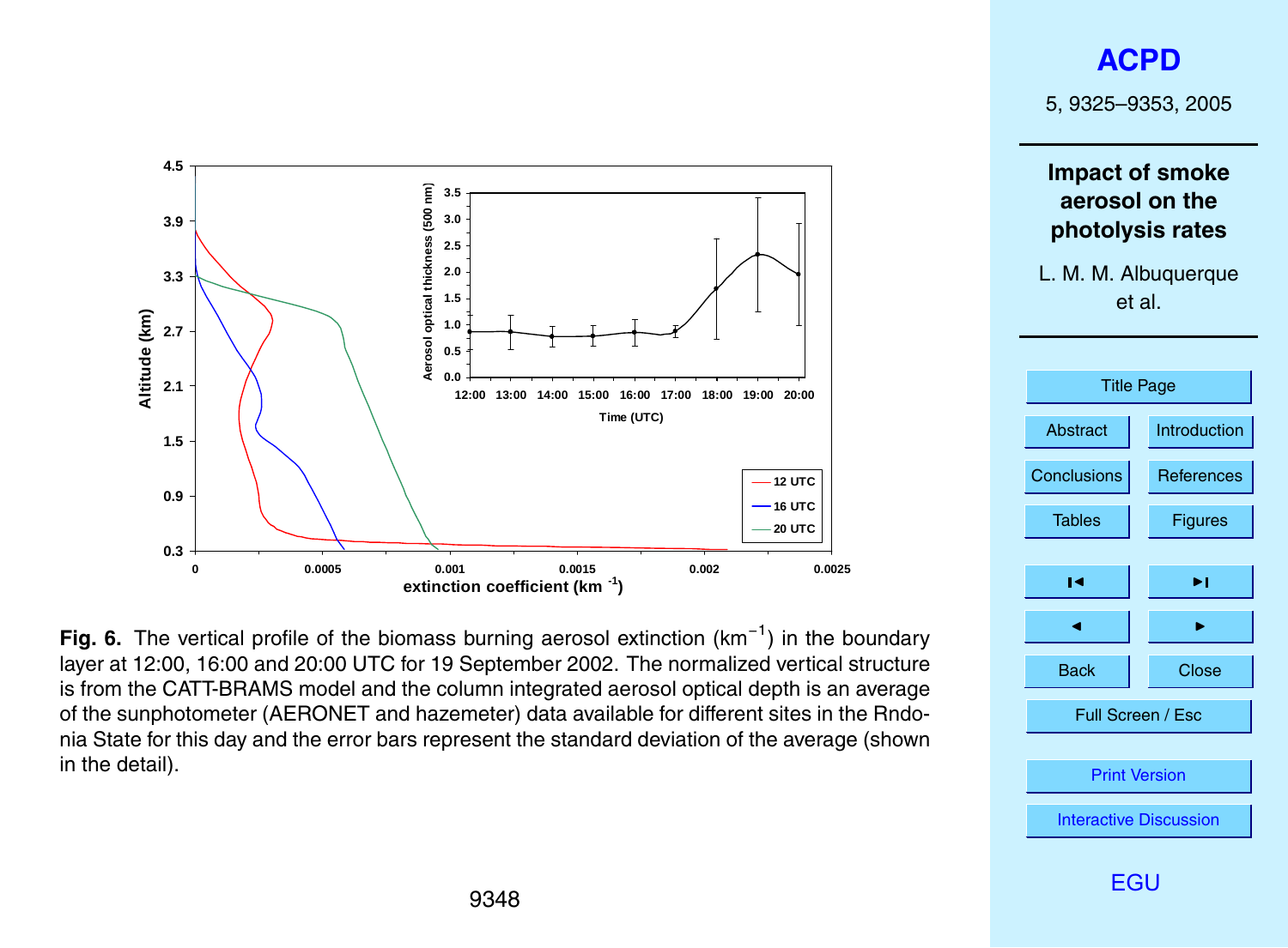4.5
3.9
3.3
2.7
2.1
1.5
0.9
0.3
Altitude (km)
0
0.0005
0.001
0.0015
0.002
0.0025
extinction coefficient (km $^{-1}$)

12 UTC
16 UTC
20 UTC

3.5
3.0
2.5
2.0
1.5
1.0
0.5
0.0
Aerosol optical thickness (500 nm)
12:00
13:00
14:00
15:00
16:00
17:00
18:00
19:00
20:00
Time (UTC)

**Fig. 6.** The vertical profile of the biomass burning aerosol extinction (km $^{-1}$) in the boundary layer at 12:00, 16:00 and 20:00 UTC for 19 September 2002. The normalized vertical structure is from the CATT-BRAMS model and the column integrated aerosol optical depth is an average of the sunphotometer (AERONET and hazemeter) data available for different sites in the Rndonia State for this day and the error bars represent the standard deviation of the average (shown in the detail).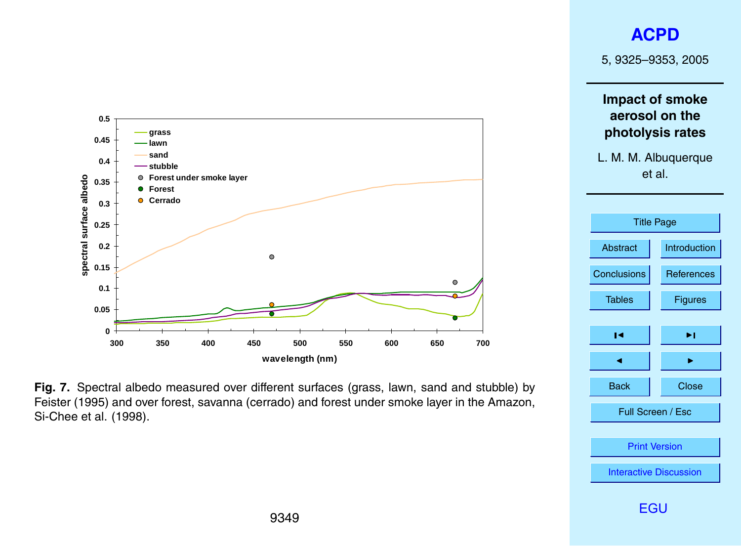0.5
0.45
0.4
0.35
0.3
0.25
0.2
0.15
0.1
0.05
0

spectral surface albedo

300
350
400
450
500
550
600
650
700

wavelength (nm)

grass
lawn
sand
stubble
Forest under smoke layer
Forest
Cerrado

**Fig. 7.** Spectral albedo measured over different surfaces (grass, lawn, sand and stubble) by Feister (1995) and over forest, savanna (cerrado) and forest under smoke layer in the Amazon, Si-Chee et al. (1998).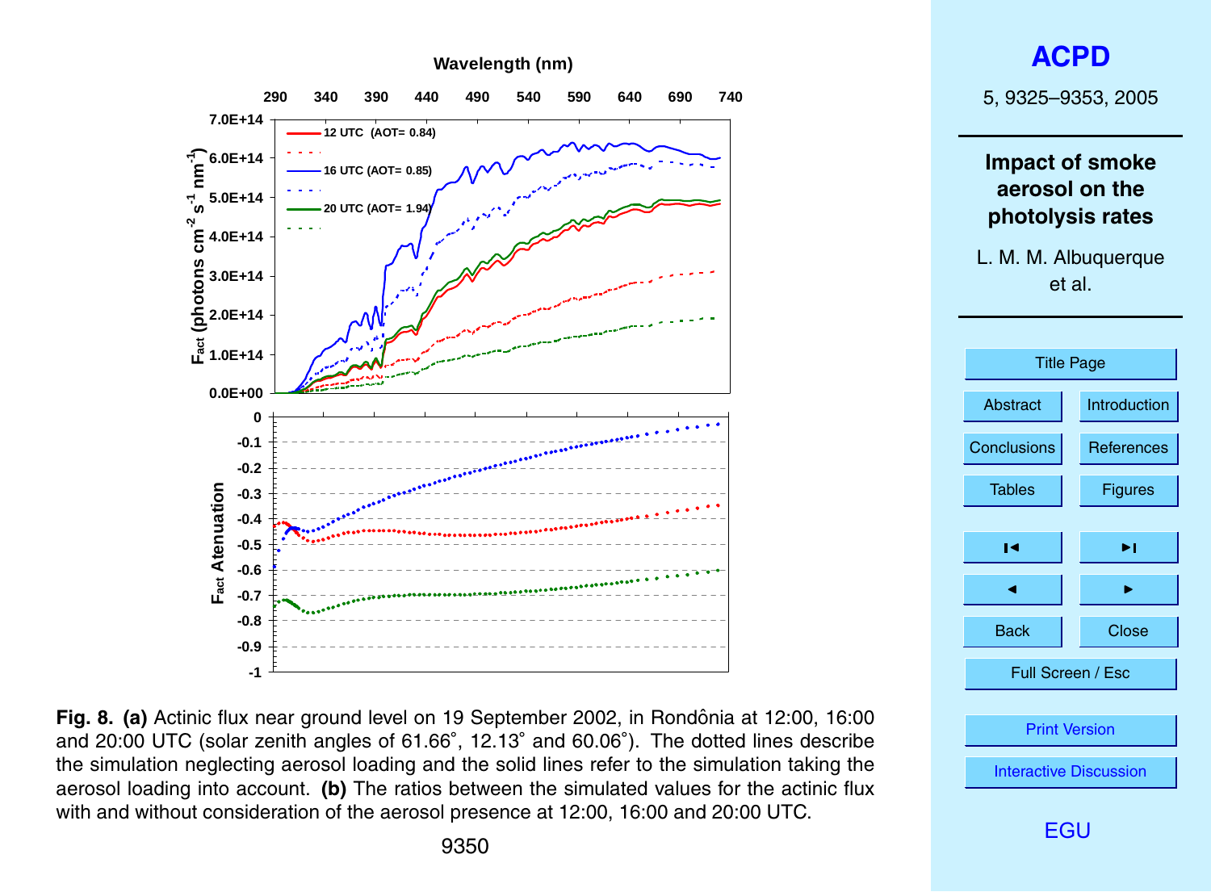Wavelength (nm)

290 340 390 440 490 540 590 640 690 740

7.0E+14
6.0E+14
5.0E+14
4.0E+14
3.0E+14
2.0E+14
1.0E+14
0.0E+00

$F_{act}$ (photons $cm^{-2}$ $s^{-1}$ $nm^{-1}$)

12 UTC (AOT= 0.84)

16 UTC (AOT= 0.85)

20 UTC (AOT= 1.94)

0
-0.1
-0.2
-0.3
-0.4
-0.5
-0.6
-0.7
-0.8
-0.9
-1

$F_{act}$ Atenuation

**Fig. 8. (a)** Actinic flux near ground level on 19 September 2002, in Rondônia at 12:00, 16:00 and 20:00 UTC (solar zenith angles of 61.66°, 12.13° and 60.06°). The dotted lines describe the simulation neglecting aerosol loading and the solid lines refer to the simulation taking the aerosol loading into account. **(b)** The ratios between the simulated values for the actinic flux with and without consideration of the aerosol presence at 12:00, 16:00 and 20:00 UTC.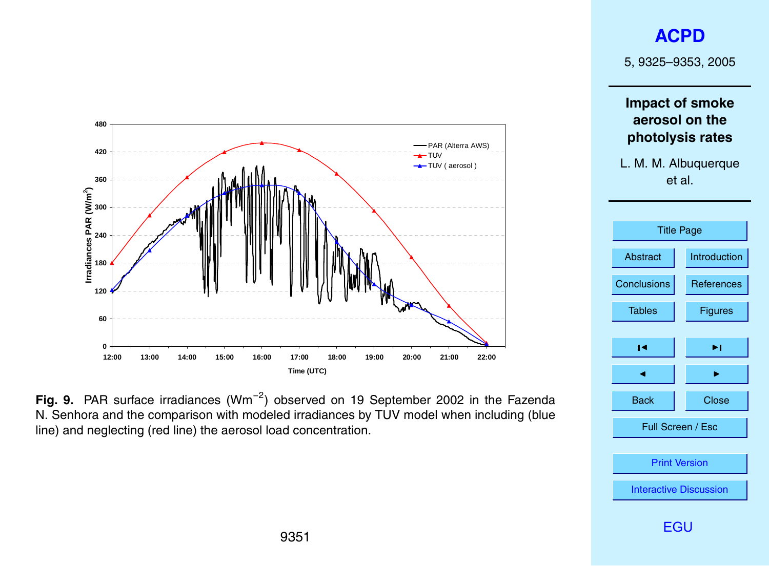Irradiances PAR (W/m$^2$)

480
420
360
300
240
180
120
60
0

12:00
13:00
14:00
15:00
16:00
17:00
18:00
19:00
20:00
21:00
22:00

Time (UTC)

PAR (Alterra AWS)
TUV
TUV ( aerosol )

**Fig. 9.** PAR surface irradiances ($Wm^{-2}$) observed on 19 September 2002 in the Fazenda N. Senhora and the comparison with modeled irradiances by TUV model when including (blue line) and neglecting (red line) the aerosol load concentration.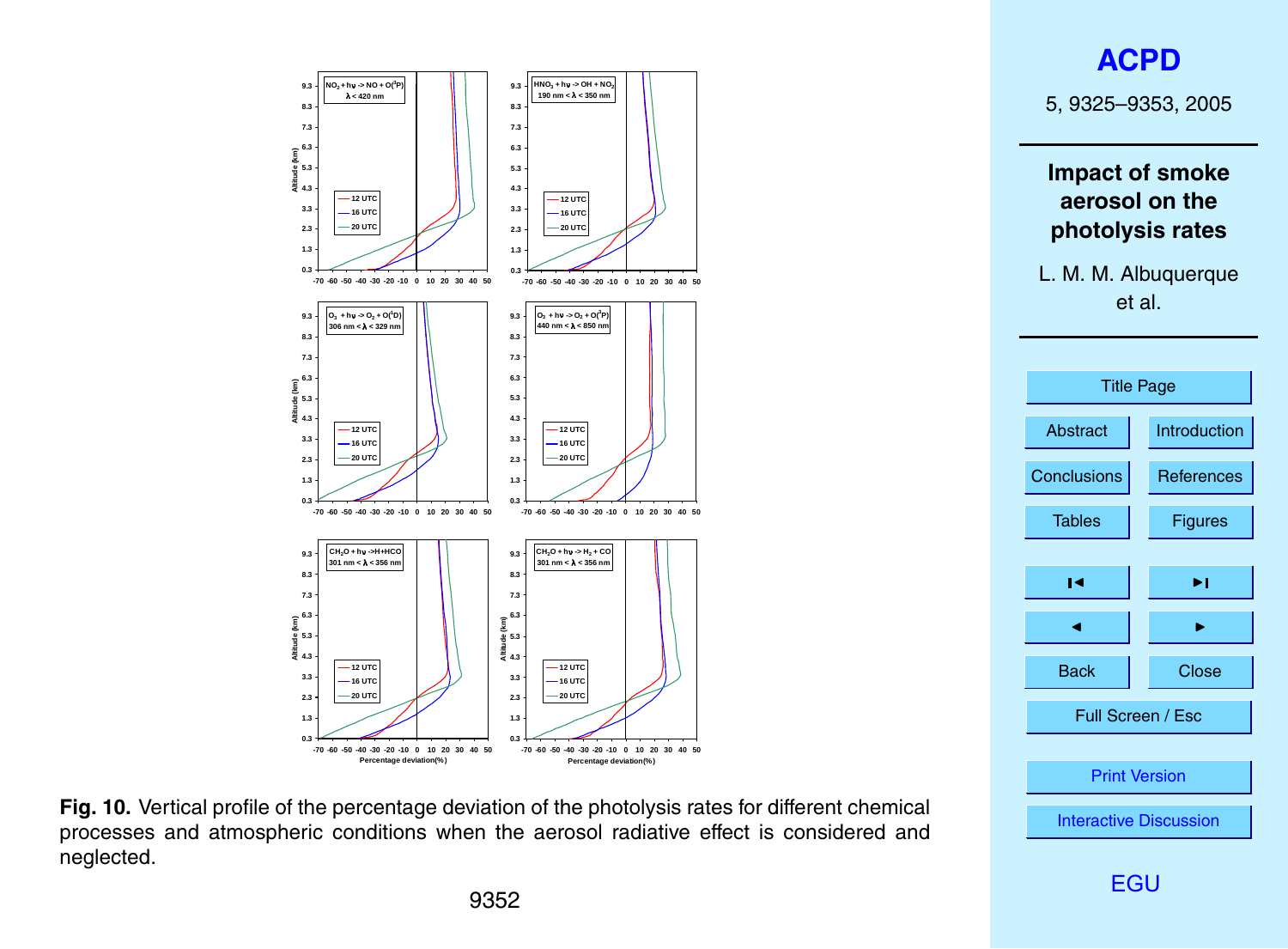$NO_2 + h\nu \rightarrow NO + O(^3P)$
$\lambda < 420$ nm

$HNO_3 + h\nu \rightarrow OH + NO_2$
190 nm < $\lambda$ < 350 nm

$O_3 + h\nu \rightarrow O_2 + O(^1D)$
306 nm < $\lambda$ < 329 nm

$O_3 + h\nu \rightarrow O_2 + O(^3P)$
440 nm < $\lambda$ < 850 nm

$CH_2O + h\nu \rightarrow H + HCO$
301 nm < $\lambda$ < 356 nm

$CH_2O + h\nu \rightarrow H_2 + CO$
301 nm < $\lambda$ < 356 nm

12 UTC
16 UTC
20 UTC

Altitude (km)
0.3 1.3 2.3 3.3 4.3 5.3 6.3 7.3 8.3 9.3

Percentage deviation(%)
-70 -60 -50 -40 -30 -20 -10 0 10 20 30 40 50

**Fig. 10.** Vertical profile of the percentage deviation of the photolysis rates for different chemical processes and atmospheric conditions when the aerosol radiative effect is considered and neglected.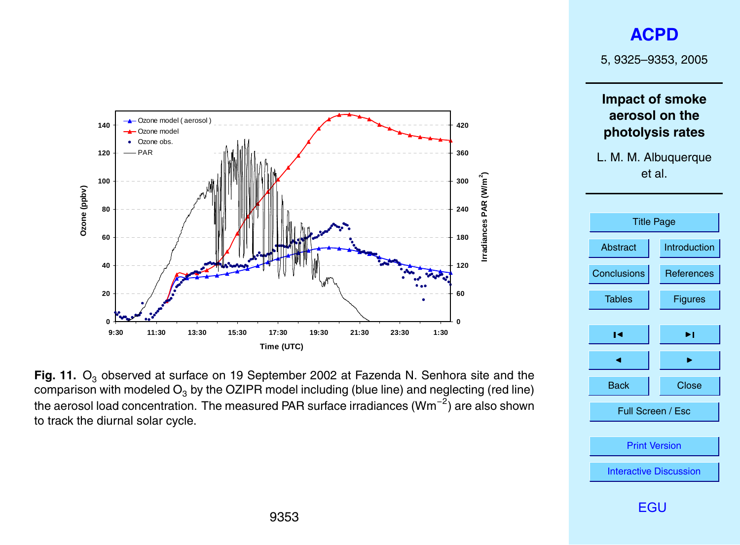Ozone model ( aerosol )
Ozone model
Ozone obs.
PAR

Ozone (ppbv)

0
20
40
60
80
100
120
140

Irradiances PAR (W/m$^2$)

0
60
120
180
240
300
360
420

9:30
11:30
13:30
15:30
17:30
19:30
21:30
23:30
1:30

Time (UTC)

**Fig. 11.** $O_3$ observed at surface on 19 September 2002 at Fazenda N. Senhora site and the comparison with modeled $O_3$ by the OZIPR model including (blue line) and neglecting (red line) the aerosol load concentration. The measured PAR surface irradiances ($Wm^{-2}$) are also shown to track the diurnal solar cycle.